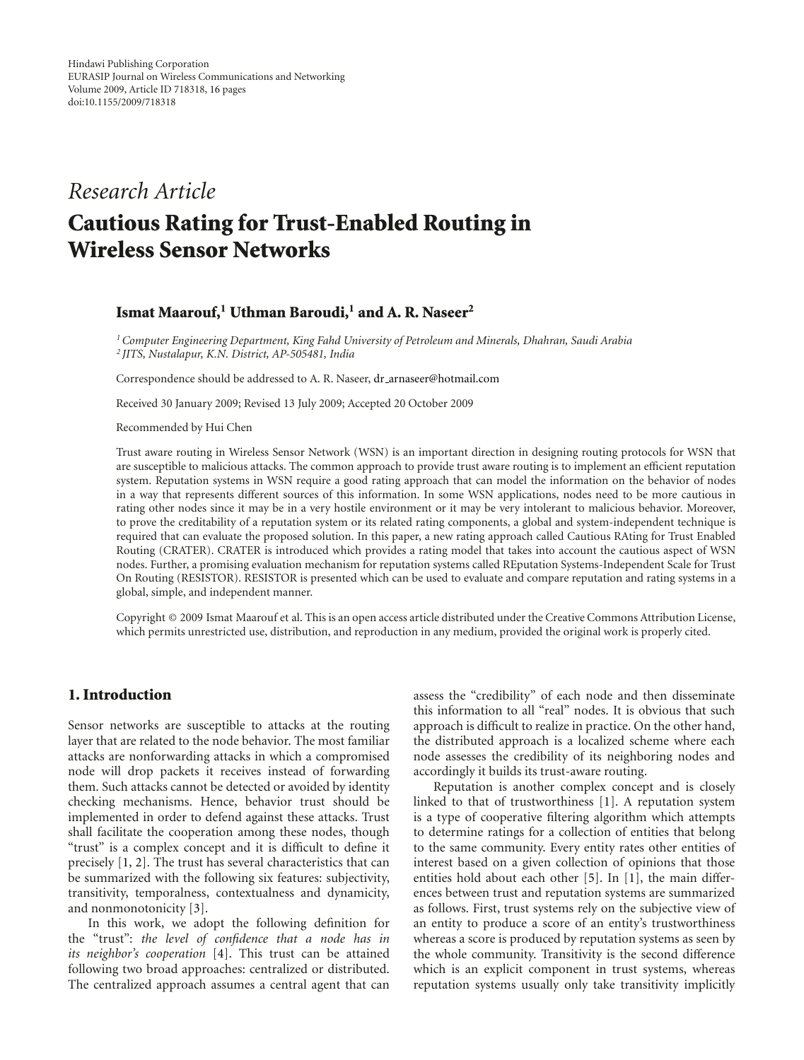Hindawi Publishing Corporation
EURASIP Journal on Wireless Communications and Networking
Volume 2009, Article ID 718318, 16 pages
doi:10.1155/2009/718318

*Research Article*

# Cautious Rating for Trust-Enabled Routing in Wireless Sensor Networks

**Ismat Maarouf,[1] Uthman Baroudi,[1] and A. R. Naseer[2]**

[1] *Computer Engineering Department, King Fahd University of Petroleum and Minerals, Dhahran, Saudi Arabia*
[2] *JITS, Nustalapur, K.N. District, AP-505481, India*

Correspondence should be addressed to A. R. Naseer, dr_arnaseer@hotmail.com

Received 30 January 2009; Revised 13 July 2009; Accepted 20 October 2009

Recommended by Hui Chen

Trust aware routing in Wireless Sensor Network (WSN) is an important direction in designing routing protocols for WSN that are susceptible to malicious attacks. The common approach to provide trust aware routing is to implement an efficient reputation system. Reputation systems in WSN require a good rating approach that can model the information on the behavior of nodes in a way that represents different sources of this information. In some WSN applications, nodes need to be more cautious in rating other nodes since it may be in a very hostile environment or it may be very intolerant to malicious behavior. Moreover, to prove the creditability of a reputation system or its related rating components, a global and system-independent technique is required that can evaluate the proposed solution. In this paper, a new rating approach called Cautious RAting for Trust Enabled Routing (CRATER). CRATER is introduced which provides a rating model that takes into account the cautious aspect of WSN nodes. Further, a promising evaluation mechanism for reputation systems called REputation Systems-Independent Scale for Trust On Routing (RESISTOR). RESISTOR is presented which can be used to evaluate and compare reputation and rating systems in a global, simple, and independent manner.

Copyright © 2009 Ismat Maarouf et al. This is an open access article distributed under the Creative Commons Attribution License, which permits unrestricted use, distribution, and reproduction in any medium, provided the original work is properly cited.

## 1. Introduction

Sensor networks are susceptible to attacks at the routing layer that are related to the node behavior. The most familiar attacks are nonforwarding attacks in which a compromised node will drop packets it receives instead of forwarding them. Such attacks cannot be detected or avoided by identity checking mechanisms. Hence, behavior trust should be implemented in order to defend against these attacks. Trust shall facilitate the cooperation among these nodes, though "trust" is a complex concept and it is difficult to define it precisely [1, 2]. The trust has several characteristics that can be summarized with the following six features: subjectivity, transitivity, temporalness, contextualness and dynamicity, and nonmonotonicity [3].

In this work, we adopt the following definition for the "trust": *the level of confidence that a node has in its neighbor's cooperation* [4]. This trust can be attained following two broad approaches: centralized or distributed. The centralized approach assumes a central agent that can assess the "credibility" of each node and then disseminate this information to all "real" nodes. It is obvious that such approach is difficult to realize in practice. On the other hand, the distributed approach is a localized scheme where each node assesses the credibility of its neighboring nodes and accordingly it builds its trust-aware routing.

Reputation is another complex concept and is closely linked to that of trustworthiness [1]. A reputation system is a type of cooperative filtering algorithm which attempts to determine ratings for a collection of entities that belong to the same community. Every entity rates other entities of interest based on a given collection of opinions that those entities hold about each other [5]. In [1], the main differences between trust and reputation systems are summarized as follows. First, trust systems rely on the subjective view of an entity to produce a score of an entity's trustworthiness whereas a score is produced by reputation systems as seen by the whole community. Transitivity is the second difference which is an explicit component in trust systems, whereas reputation systems usually only take transitivity implicitly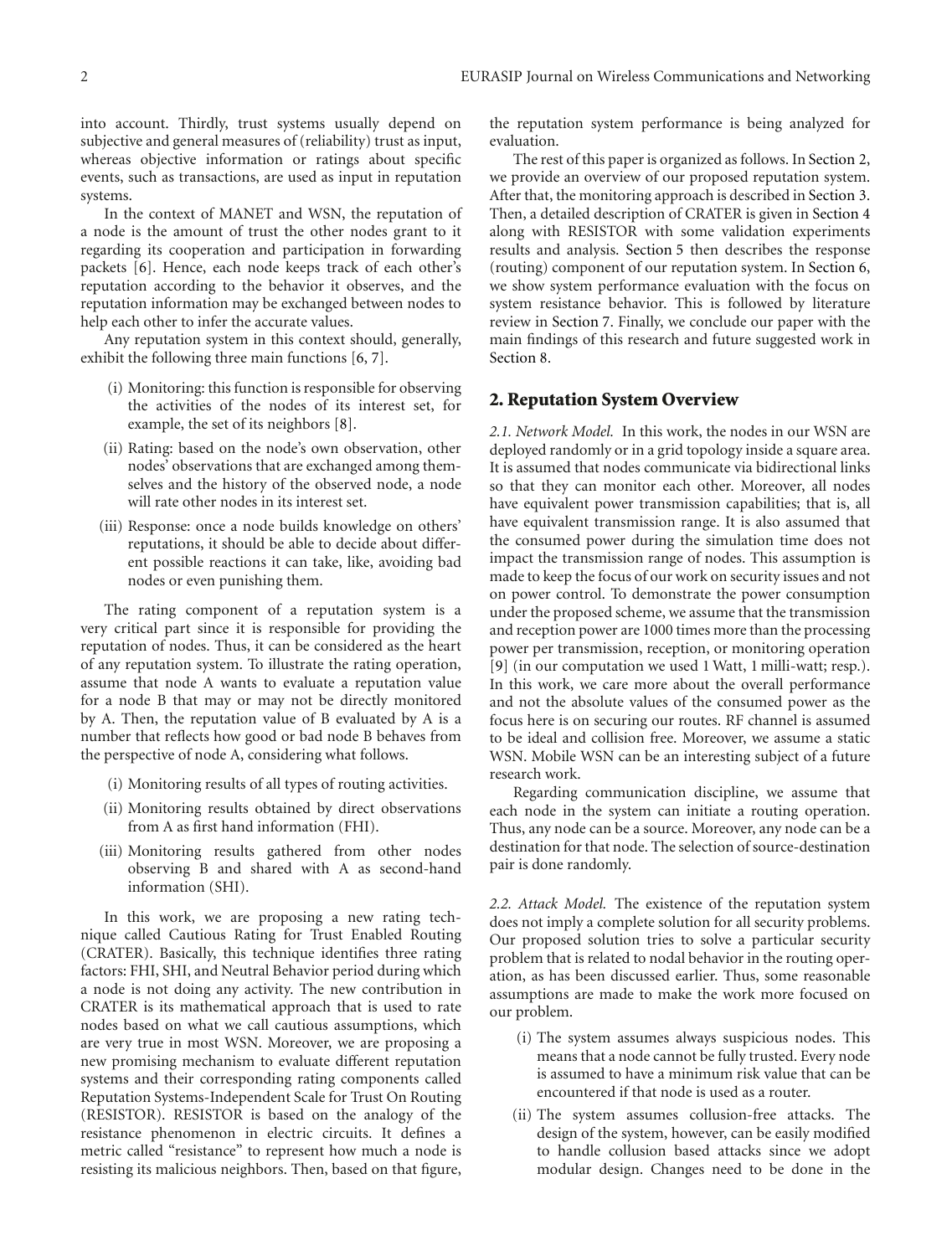into account. Thirdly, trust systems usually depend on subjective and general measures of (reliability) trust as input, whereas objective information or ratings about specific events, such as transactions, are used as input in reputation systems.

In the context of MANET and WSN, the reputation of a node is the amount of trust the other nodes grant to it regarding its cooperation and participation in forwarding packets [6]. Hence, each node keeps track of each other's reputation according to the behavior it observes, and the reputation information may be exchanged between nodes to help each other to infer the accurate values.

Any reputation system in this context should, generally, exhibit the following three main functions [6, 7].

(i) Monitoring: this function is responsible for observing the activities of the nodes of its interest set, for example, the set of its neighbors [8].

(ii) Rating: based on the node's own observation, other nodes' observations that are exchanged among themselves and the history of the observed node, a node will rate other nodes in its interest set.

(iii) Response: once a node builds knowledge on others' reputations, it should be able to decide about different possible reactions it can take, like, avoiding bad nodes or even punishing them.

The rating component of a reputation system is a very critical part since it is responsible for providing the reputation of nodes. Thus, it can be considered as the heart of any reputation system. To illustrate the rating operation, assume that node A wants to evaluate a reputation value for a node B that may or may not be directly monitored by A. Then, the reputation value of B evaluated by A is a number that reflects how good or bad node B behaves from the perspective of node A, considering what follows.

(i) Monitoring results of all types of routing activities.

(ii) Monitoring results obtained by direct observations from A as first hand information (FHI).

(iii) Monitoring results gathered from other nodes observing B and shared with A as second-hand information (SHI).

In this work, we are proposing a new rating technique called Cautious Rating for Trust Enabled Routing (CRATER). Basically, this technique identifies three rating factors: FHI, SHI, and Neutral Behavior period during which a node is not doing any activity. The new contribution in CRATER is its mathematical approach that is used to rate nodes based on what we call cautious assumptions, which are very true in most WSN. Moreover, we are proposing a new promising mechanism to evaluate different reputation systems and their corresponding rating components called Reputation Systems-Independent Scale for Trust On Routing (RESISTOR). RESISTOR is based on the analogy of the resistance phenomenon in electric circuits. It defines a metric called "resistance" to represent how much a node is resisting its malicious neighbors. Then, based on that figure, the reputation system performance is being analyzed for evaluation.

The rest of this paper is organized as follows. In Section 2, we provide an overview of our proposed reputation system. After that, the monitoring approach is described in Section 3. Then, a detailed description of CRATER is given in Section 4 along with RESISTOR with some validation experiments results and analysis. Section 5 then describes the response (routing) component of our reputation system. In Section 6, we show system performance evaluation with the focus on system resistance behavior. This is followed by literature review in Section 7. Finally, we conclude our paper with the main findings of this research and future suggested work in Section 8.

## 2. Reputation System Overview

*2.1. Network Model.* In this work, the nodes in our WSN are deployed randomly or in a grid topology inside a square area. It is assumed that nodes communicate via bidirectional links so that they can monitor each other. Moreover, all nodes have equivalent power transmission capabilities; that is, all have equivalent transmission range. It is also assumed that the consumed power during the simulation time does not impact the transmission range of nodes. This assumption is made to keep the focus of our work on security issues and not on power control. To demonstrate the power consumption under the proposed scheme, we assume that the transmission and reception power are 1000 times more than the processing power per transmission, reception, or monitoring operation [9] (in our computation we used 1 Watt, 1 milli-watt; resp.). In this work, we care more about the overall performance and not the absolute values of the consumed power as the focus here is on securing our routes. RF channel is assumed to be ideal and collision free. Moreover, we assume a static WSN. Mobile WSN can be an interesting subject of a future research work.

Regarding communication discipline, we assume that each node in the system can initiate a routing operation. Thus, any node can be a source. Moreover, any node can be a destination for that node. The selection of source-destination pair is done randomly.

*2.2. Attack Model.* The existence of the reputation system does not imply a complete solution for all security problems. Our proposed solution tries to solve a particular security problem that is related to nodal behavior in the routing operation, as has been discussed earlier. Thus, some reasonable assumptions are made to make the work more focused on our problem.

(i) The system assumes always suspicious nodes. This means that a node cannot be fully trusted. Every node is assumed to have a minimum risk value that can be encountered if that node is used as a router.

(ii) The system assumes collusion-free attacks. The design of the system, however, can be easily modified to handle collusion based attacks since we adopt modular design. Changes need to be done in the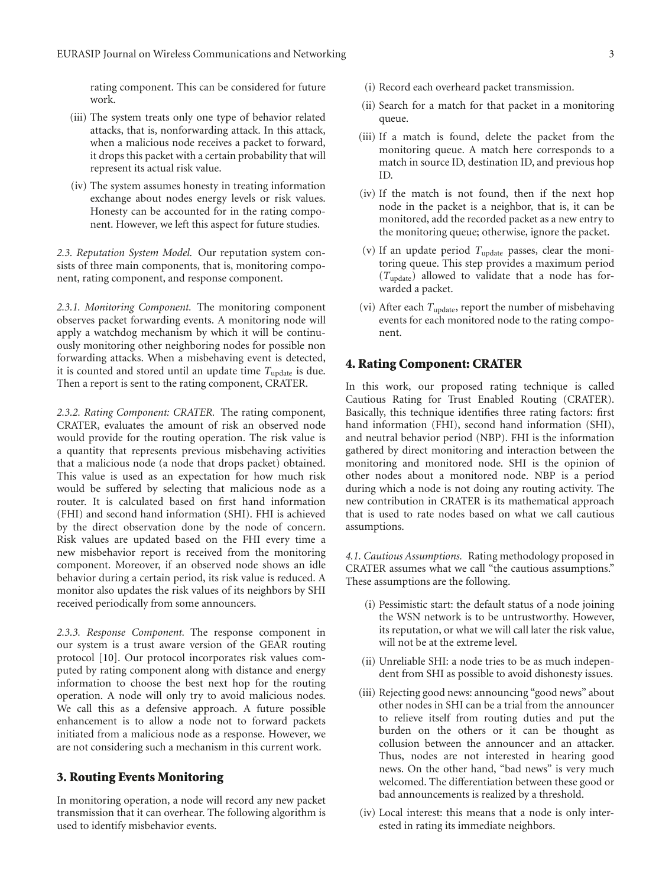rating component. This can be considered for future work.

(iii) The system treats only one type of behavior related attacks, that is, nonforwarding attack. In this attack, when a malicious node receives a packet to forward, it drops this packet with a certain probability that will represent its actual risk value.

(iv) The system assumes honesty in treating information exchange about nodes energy levels or risk values. Honesty can be accounted for in the rating component. However, we left this aspect for future studies.

*2.3. Reputation System Model.* Our reputation system consists of three main components, that is, monitoring component, rating component, and response component.

*2.3.1. Monitoring Component.* The monitoring component observes packet forwarding events. A monitoring node will apply a watchdog mechanism by which it will be continuously monitoring other neighboring nodes for possible non forwarding attacks. When a misbehaving event is detected, it is counted and stored until an update time $T_{\text{update}}$ is due. Then a report is sent to the rating component, CRATER.

*2.3.2. Rating Component: CRATER.* The rating component, CRATER, evaluates the amount of risk an observed node would provide for the routing operation. The risk value is a quantity that represents previous misbehaving activities that a malicious node (a node that drops packet) obtained. This value is used as an expectation for how much risk would be suffered by selecting that malicious node as a router. It is calculated based on first hand information (FHI) and second hand information (SHI). FHI is achieved by the direct observation done by the node of concern. Risk values are updated based on the FHI every time a new misbehavior report is received from the monitoring component. Moreover, if an observed node shows an idle behavior during a certain period, its risk value is reduced. A monitor also updates the risk values of its neighbors by SHI received periodically from some announcers.

*2.3.3. Response Component.* The response component in our system is a trust aware version of the GEAR routing protocol [10]. Our protocol incorporates risk values computed by rating component along with distance and energy information to choose the best next hop for the routing operation. A node will only try to avoid malicious nodes. We call this as a defensive approach. A future possible enhancement is to allow a node not to forward packets initiated from a malicious node as a response. However, we are not considering such a mechanism in this current work.

## 3. Routing Events Monitoring

In monitoring operation, a node will record any new packet transmission that it can overhear. The following algorithm is used to identify misbehavior events.

(i) Record each overheard packet transmission.

(ii) Search for a match for that packet in a monitoring queue.

(iii) If a match is found, delete the packet from the monitoring queue. A match here corresponds to a match in source ID, destination ID, and previous hop ID.

(iv) If the match is not found, then if the next hop node in the packet is a neighbor, that is, it can be monitored, add the recorded packet as a new entry to the monitoring queue; otherwise, ignore the packet.

(v) If an update period $T_{\text{update}}$ passes, clear the monitoring queue. This step provides a maximum period ($T_{\text{update}}$) allowed to validate that a node has forwarded a packet.

(vi) After each $T_{\text{update}}$, report the number of misbehaving events for each monitored node to the rating component.

## 4. Rating Component: CRATER

In this work, our proposed rating technique is called Cautious Rating for Trust Enabled Routing (CRATER). Basically, this technique identifies three rating factors: first hand information (FHI), second hand information (SHI), and neutral behavior period (NBP). FHI is the information gathered by direct monitoring and interaction between the monitoring and monitored node. SHI is the opinion of other nodes about a monitored node. NBP is a period during which a node is not doing any routing activity. The new contribution in CRATER is its mathematical approach that is used to rate nodes based on what we call cautious assumptions.

*4.1. Cautious Assumptions.* Rating methodology proposed in CRATER assumes what we call "the cautious assumptions." These assumptions are the following.

(i) Pessimistic start: the default status of a node joining the WSN network is to be untrustworthy. However, its reputation, or what we will call later the risk value, will not be at the extreme level.

(ii) Unreliable SHI: a node tries to be as much independent from SHI as possible to avoid dishonesty issues.

(iii) Rejecting good news: announcing "good news" about other nodes in SHI can be a trial from the announcer to relieve itself from routing duties and put the burden on the others or it can be thought as collusion between the announcer and an attacker. Thus, nodes are not interested in hearing good news. On the other hand, "bad news" is very much welcomed. The differentiation between these good or bad announcements is realized by a threshold.

(iv) Local interest: this means that a node is only interested in rating its immediate neighbors.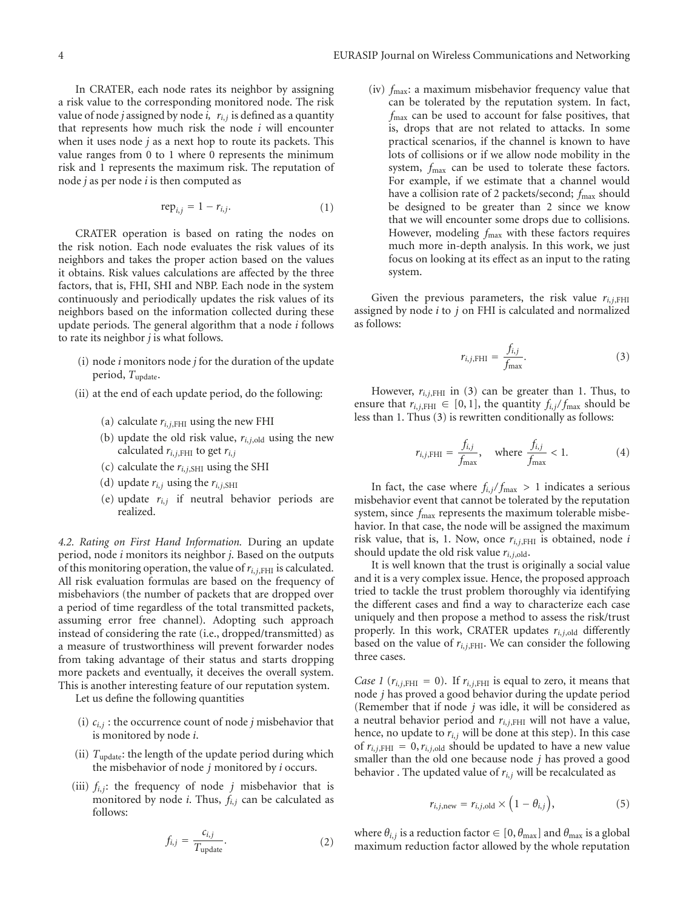In CRATER, each node rates its neighbor by assigning a risk value to the corresponding monitored node. The risk value of node *j* assigned by node *i*, $r_{i,j}$ is defined as a quantity that represents how much risk the node *i* will encounter when it uses node *j* as a next hop to route its packets. This value ranges from 0 to 1 where 0 represents the minimum risk and 1 represents the maximum risk. The reputation of node *j* as per node *i* is then computed as

$$\text{rep}_{i,j} = 1 - r_{i,j}. \tag{1}$$

CRATER operation is based on rating the nodes on the risk notion. Each node evaluates the risk values of its neighbors and takes the proper action based on the values it obtains. Risk values calculations are affected by the three factors, that is, FHI, SHI and NBP. Each node in the system continuously and periodically updates the risk values of its neighbors based on the information collected during these update periods. The general algorithm that a node *i* follows to rate its neighbor *j* is what follows.

(i) node *i* monitors node *j* for the duration of the update period, $T_{\text{update}}$.

(ii) at the end of each update period, do the following:

  (a) calculate $r_{i,j,\text{FHI}}$ using the new FHI

  (b) update the old risk value, $r_{i,j,\text{old}}$ using the new calculated $r_{i,j,\text{FHI}}$ to get $r_{i,j}$

  (c) calculate the $r_{i,j,\text{SHI}}$ using the SHI

  (d) update $r_{i,j}$ using the $r_{i,j,\text{SHI}}$

  (e) update $r_{i,j}$ if neutral behavior periods are realized.

*4.2. Rating on First Hand Information.* During an update period, node *i* monitors its neighbor *j*. Based on the outputs of this monitoring operation, the value of $r_{i,j,\text{FHI}}$ is calculated. All risk evaluation formulas are based on the frequency of misbehaviors (the number of packets that are dropped over a period of time regardless of the total transmitted packets, assuming error free channel). Adopting such approach instead of considering the rate (i.e., dropped/transmitted) as a measure of trustworthiness will prevent forwarder nodes from taking advantage of their status and starts dropping more packets and eventually, it deceives the overall system. This is another interesting feature of our reputation system.

Let us define the following quantities

(i) $c_{i,j}$ : the occurrence count of node *j* misbehavior that is monitored by node *i*.

(ii) $T_{\text{update}}$: the length of the update period during which the misbehavior of node *j* monitored by *i* occurs.

(iii) $f_{i,j}$: the frequency of node *j* misbehavior that is monitored by node *i*. Thus, $f_{i,j}$ can be calculated as follows:

$$f_{i,j} = \frac{c_{i,j}}{T_{\text{update}}}. \tag{2}$$

(iv) $f_{\max}$: a maximum misbehavior frequency value that can be tolerated by the reputation system. In fact, $f_{\max}$ can be used to account for false positives, that is, drops that are not related to attacks. In some practical scenarios, if the channel is known to have lots of collisions or if we allow node mobility in the system, $f_{\max}$ can be used to tolerate these factors. For example, if we estimate that a channel would have a collision rate of 2 packets/second; $f_{\max}$ should be designed to be greater than 2 since we know that we will encounter some drops due to collisions. However, modeling $f_{\max}$ with these factors requires much more in-depth analysis. In this work, we just focus on looking at its effect as an input to the rating system.

Given the previous parameters, the risk value $r_{i,j,\text{FHI}}$ assigned by node *i* to *j* on FHI is calculated and normalized as follows:

$$r_{i,j,\text{FHI}} = \frac{f_{i,j}}{f_{\max}}. \tag{3}$$

However, $r_{i,j,\text{FHI}}$ in (3) can be greater than 1. Thus, to ensure that $r_{i,j,\text{FHI}} \in [0,1]$, the quantity $f_{i,j}/f_{\max}$ should be less than 1. Thus (3) is rewritten conditionally as follows:

$$r_{i,j,\text{FHI}} = \frac{f_{i,j}}{f_{\max}}, \quad \text{where } \frac{f_{i,j}}{f_{\max}} < 1. \tag{4}$$

In fact, the case where $f_{i,j}/f_{\max} > 1$ indicates a serious misbehavior event that cannot be tolerated by the reputation system, since $f_{\max}$ represents the maximum tolerable misbehavior. In that case, the node will be assigned the maximum risk value, that is, 1. Now, once $r_{i,j,\text{FHI}}$ is obtained, node *i* should update the old risk value $r_{i,j,\text{old}}$.

It is well known that the trust is originally a social value and it is a very complex issue. Hence, the proposed approach tried to tackle the trust problem thoroughly via identifying the different cases and find a way to characterize each case uniquely and then propose a method to assess the risk/trust properly. In this work, CRATER updates $r_{i,j,\text{old}}$ differently based on the value of $r_{i,j,\text{FHI}}$. We can consider the following three cases.

*Case 1* ($r_{i,j,\text{FHI}} = 0$). If $r_{i,j,\text{FHI}}$ is equal to zero, it means that node *j* has proved a good behavior during the update period (Remember that if node *j* was idle, it will be considered as a neutral behavior period and $r_{i,j,\text{FHI}}$ will not have a value, hence, no update to $r_{i,j}$ will be done at this step). In this case of $r_{i,j,\text{FHI}} = 0, r_{i,j,\text{old}}$ should be updated to have a new value smaller than the old one because node *j* has proved a good behavior . The updated value of $r_{i,j}$ will be recalculated as

$$r_{i,j,\text{new}} = r_{i,j,\text{old}} \times \left(1 - \theta_{i,j}\right), \tag{5}$$

where $\theta_{i,j}$ is a reduction factor $\in [0, \theta_{\max}]$ and $\theta_{\max}$ is a global maximum reduction factor allowed by the whole reputation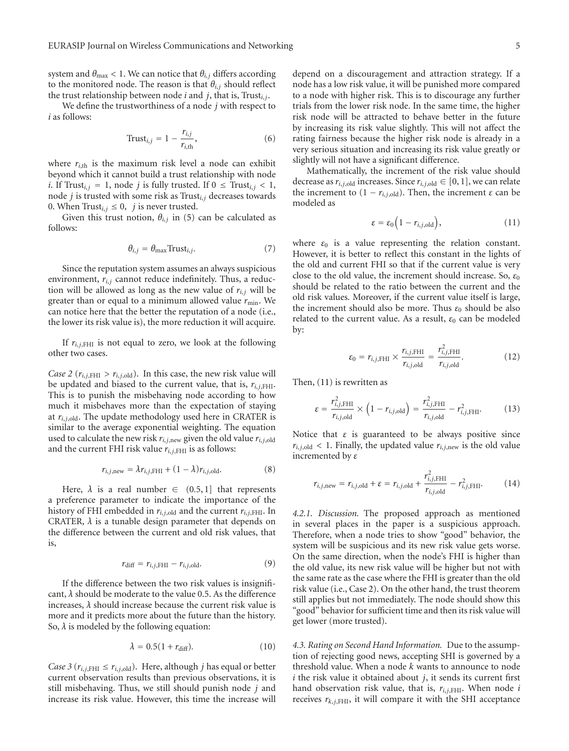system and $\theta_{\max} < 1$. We can notice that $\theta_{i,j}$ differs according to the monitored node. The reason is that $\theta_{i,j}$ should reflect the trust relationship between node $i$ and $j$, that is, $\text{Trust}_{i,j}$.

We define the trustworthiness of a node $j$ with respect to $i$ as follows:

$$\text{Trust}_{i,j} = 1 - \frac{r_{i,j}}{r_{i,\text{th}}}, \tag{6}$$

where $r_{i,\text{th}}$ is the maximum risk level a node can exhibit beyond which it cannot build a trust relationship with node $i$. If $\text{Trust}_{i,j} = 1$, node $j$ is fully trusted. If $0 \leq \text{Trust}_{i,j} < 1$, node $j$ is trusted with some risk as $\text{Trust}_{i,j}$ decreases towards 0. When $\text{Trust}_{i,j} \leq 0$, $j$ is never trusted.

Given this trust notion, $\theta_{i,j}$ in (5) can be calculated as follows:

$$\theta_{i,j} = \theta_{\max}\text{Trust}_{i,j}. \tag{7}$$

Since the reputation system assumes an always suspicious environment, $r_{i,j}$ cannot reduce indefinitely. Thus, a reduction will be allowed as long as the new value of $r_{i,j}$ will be greater than or equal to a minimum allowed value $r_{\min}$. We can notice here that the better the reputation of a node (i.e., the lower its risk value is), the more reduction it will acquire.

If $r_{i,j,\text{FHI}}$ is not equal to zero, we look at the following other two cases.

*Case 2* ($r_{i,j,\text{FHI}} > r_{i,j,\text{old}}$). In this case, the new risk value will be updated and biased to the current value, that is, $r_{i,j,\text{FHI}}$. This is to punish the misbehaving node according to how much it misbehaves more than the expectation of staying at $r_{i,j,\text{old}}$. The update methodology used here in CRATER is similar to the average exponential weighting. The equation used to calculate the new risk $r_{i,j,\text{new}}$ given the old value $r_{i,j,\text{old}}$ and the current FHI risk value $r_{i,j,\text{FHI}}$ is as follows:

$$r_{i,j,\text{new}} = \lambda r_{i,j,\text{FHI}} + (1 - \lambda) r_{i,j,\text{old}}. \tag{8}$$

Here, $\lambda$ is a real number $\in (0.5, 1]$ that represents a preference parameter to indicate the importance of the history of FHI embedded in $r_{i,j,\text{old}}$ and the current $r_{i,j,\text{FHI}}$. In CRATER, $\lambda$ is a tunable design parameter that depends on the difference between the current and old risk values, that is,

$$r_{\text{diff}} = r_{i,j,\text{FHI}} - r_{i,j,\text{old}}. \tag{9}$$

If the difference between the two risk values is insignificant, $\lambda$ should be moderate to the value 0.5. As the difference increases, $\lambda$ should increase because the current risk value is more and it predicts more about the future than the history. So, $\lambda$ is modeled by the following equation:

$$\lambda = 0.5(1 + r_{\text{diff}}). \tag{10}$$

*Case 3* ($r_{i,j,\text{FHI}} \leq r_{i,j,\text{old}}$). Here, although $j$ has equal or better current observation results than previous observations, it is still misbehaving. Thus, we still should punish node $j$ and increase its risk value. However, this time the increase will depend on a discouragement and attraction strategy. If a node has a low risk value, it will be punished more compared to a node with higher risk. This is to discourage any further trials from the lower risk node. In the same time, the higher risk node will be attracted to behave better in the future by increasing its risk value slightly. This will not affect the rating fairness because the higher risk node is already in a very serious situation and increasing its risk value greatly or slightly will not have a significant difference.

Mathematically, the increment of the risk value should decrease as $r_{i,j,\text{old}}$ increases. Since $r_{i,j,\text{old}} \in [0, 1]$, we can relate the increment to $(1 - r_{i,j,\text{old}})$. Then, the increment $\varepsilon$ can be modeled as

$$\varepsilon = \varepsilon_0 \left(1 - r_{i,j,\text{old}}\right), \tag{11}$$

where $\varepsilon_0$ is a value representing the relation constant. However, it is better to reflect this constant in the lights of the old and current FHI so that if the current value is very close to the old value, the increment should increase. So, $\varepsilon_0$ should be related to the ratio between the current and the old risk values. Moreover, if the current value itself is large, the increment should also be more. Thus $\varepsilon_0$ should be also related to the current value. As a result, $\varepsilon_0$ can be modeled by:

$$\varepsilon_0 = r_{i,j,\text{FHI}} \times \frac{r_{i,j,\text{FHI}}}{r_{i,j,\text{old}}} = \frac{r_{i,j,\text{FHI}}^2}{r_{i,j,\text{old}}}. \tag{12}$$

Then, (11) is rewritten as

$$\varepsilon = \frac{r_{i,j,\text{FHI}}^2}{r_{i,j,\text{old}}} \times \left(1 - r_{i,j,\text{old}}\right) = \frac{r_{i,j,\text{FHI}}^2}{r_{i,j,\text{old}}} - r_{i,j,\text{FHI}}^2. \tag{13}$$

Notice that $\varepsilon$ is guaranteed to be always positive since $r_{i,j,\text{old}} < 1$. Finally, the updated value $r_{i,j,\text{new}}$ is the old value incremented by $\varepsilon$

$$r_{i,j,\text{new}} = r_{i,j,\text{old}} + \varepsilon = r_{i,j,\text{old}} + \frac{r_{i,j,\text{FHI}}^2}{r_{i,j,\text{old}}} - r_{i,j,\text{FHI}}^2. \tag{14}$$

*4.2.1. Discussion.* The proposed approach as mentioned in several places in the paper is a suspicious approach. Therefore, when a node tries to show "good" behavior, the system will be suspicious and its new risk value gets worse. On the same direction, when the node's FHI is higher than the old value, its new risk value will be higher but not with the same rate as the case where the FHI is greater than the old risk value (i.e., Case 2). On the other hand, the trust theorem still applies but not immediately. The node should show this "good" behavior for sufficient time and then its risk value will get lower (more trusted).

*4.3. Rating on Second Hand Information.* Due to the assumption of rejecting good news, accepting SHI is governed by a threshold value. When a node $k$ wants to announce to node $i$ the risk value it obtained about $j$, it sends its current first hand observation risk value, that is, $r_{i,j,\text{FHI}}$. When node $i$ receives $r_{k,j,\text{FHI}}$, it will compare it with the SHI acceptance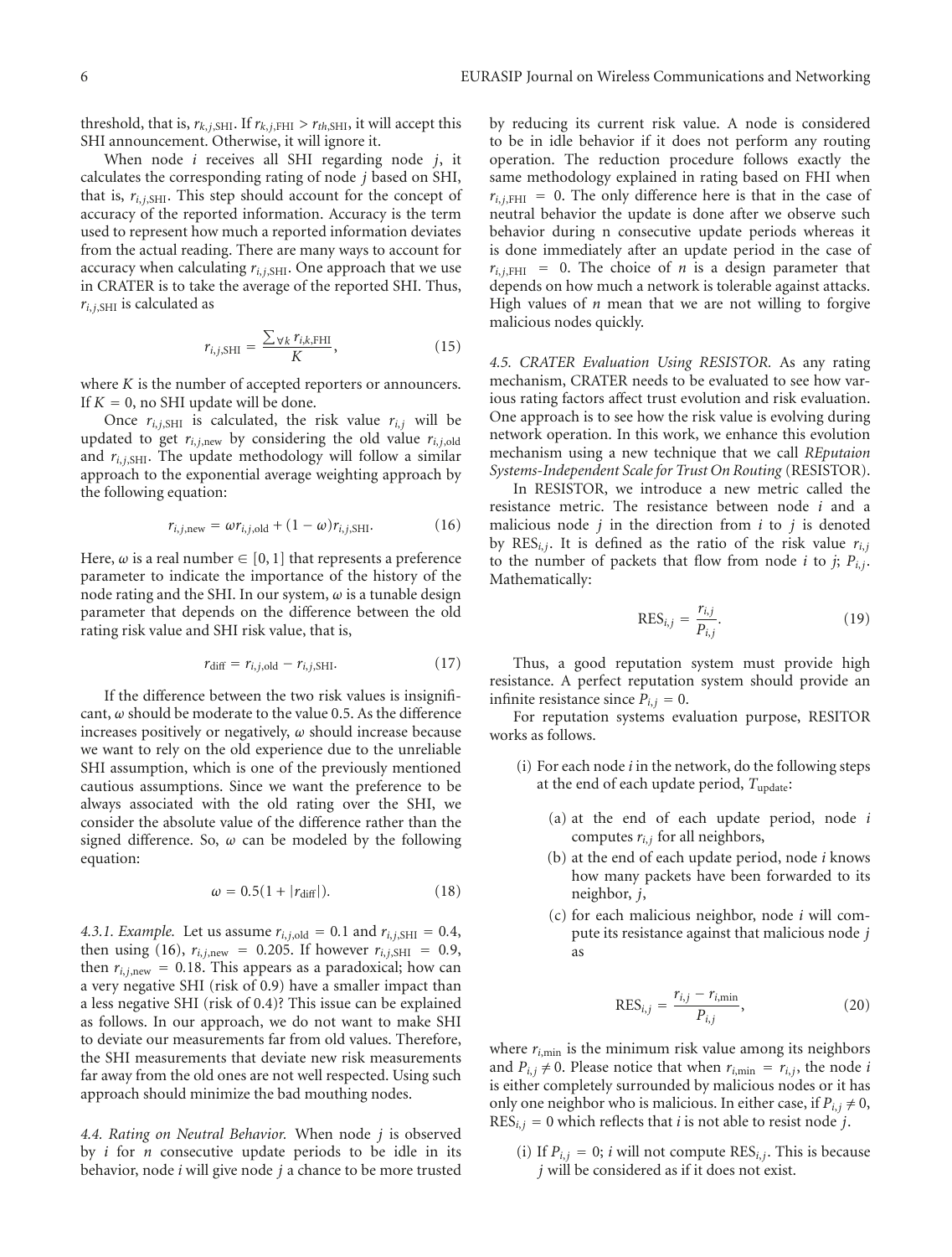threshold, that is, $r_{k,j,\text{SHI}}$. If $r_{k,j,\text{FHI}} > r_{th,\text{SHI}}$, it will accept this SHI announcement. Otherwise, it will ignore it.

When node $i$ receives all SHI regarding node $j$, it calculates the corresponding rating of node $j$ based on SHI, that is, $r_{i,j,\text{SHI}}$. This step should account for the concept of accuracy of the reported information. Accuracy is the term used to represent how much a reported information deviates from the actual reading. There are many ways to account for accuracy when calculating $r_{i,j,\text{SHI}}$. One approach that we use in CRATER is to take the average of the reported SHI. Thus, $r_{i,j,\text{SHI}}$ is calculated as

$$r_{i,j,\text{SHI}} = \frac{\sum_{\forall k} r_{i,k,\text{FHI}}}{K}, \tag{15}$$

where $K$ is the number of accepted reporters or announcers. If $K = 0$, no SHI update will be done.

Once $r_{i,j,\text{SHI}}$ is calculated, the risk value $r_{i,j}$ will be updated to get $r_{i,j,\text{new}}$ by considering the old value $r_{i,j,\text{old}}$ and $r_{i,j,\text{SHI}}$. The update methodology will follow a similar approach to the exponential average weighting approach by the following equation:

$$r_{i,j,\text{new}} = \omega r_{i,j,\text{old}} + (1 - \omega) r_{i,j,\text{SHI}}. \tag{16}$$

Here, $\omega$ is a real number $\in [0, 1]$ that represents a preference parameter to indicate the importance of the history of the node rating and the SHI. In our system, $\omega$ is a tunable design parameter that depends on the difference between the old rating risk value and SHI risk value, that is,

$$r_{\text{diff}} = r_{i,j,\text{old}} - r_{i,j,\text{SHI}}. \tag{17}$$

If the difference between the two risk values is insignificant, $\omega$ should be moderate to the value 0.5. As the difference increases positively or negatively, $\omega$ should increase because we want to rely on the old experience due to the unreliable SHI assumption, which is one of the previously mentioned cautious assumptions. Since we want the preference to be always associated with the old rating over the SHI, we consider the absolute value of the difference rather than the signed difference. So, $\omega$ can be modeled by the following equation:

$$\omega = 0.5(1 + |r_{\text{diff}}|). \tag{18}$$

*4.3.1. Example.* Let us assume $r_{i,j,\text{old}} = 0.1$ and $r_{i,j,\text{SHI}} = 0.4$, then using (16), $r_{i,j,\text{new}} = 0.205$. If however $r_{i,j,\text{SHI}} = 0.9$, then $r_{i,j,\text{new}} = 0.18$. This appears as a paradoxical; how can a very negative SHI (risk of 0.9) have a smaller impact than a less negative SHI (risk of 0.4)? This issue can be explained as follows. In our approach, we do not want to make SHI to deviate our measurements far from old values. Therefore, the SHI measurements that deviate new risk measurements far away from the old ones are not well respected. Using such approach should minimize the bad mouthing nodes.

*4.4. Rating on Neutral Behavior.* When node $j$ is observed by $i$ for $n$ consecutive update periods to be idle in its behavior, node $i$ will give node $j$ a chance to be more trusted by reducing its current risk value. A node is considered to be in idle behavior if it does not perform any routing operation. The reduction procedure follows exactly the same methodology explained in rating based on FHI when $r_{i,j,\text{FHI}} = 0$. The only difference here is that in the case of neutral behavior the update is done after we observe such behavior during n consecutive update periods whereas it is done immediately after an update period in the case of $r_{i,j,\text{FHI}} = 0$. The choice of $n$ is a design parameter that depends on how much a network is tolerable against attacks. High values of $n$ mean that we are not willing to forgive malicious nodes quickly.

*4.5. CRATER Evaluation Using RESISTOR.* As any rating mechanism, CRATER needs to be evaluated to see how various rating factors affect trust evolution and risk evaluation. One approach is to see how the risk value is evolving during network operation. In this work, we enhance this evolution mechanism using a new technique that we call *REputaion Systems-Independent Scale for Trust On Routing* (RESISTOR).

In RESISTOR, we introduce a new metric called the resistance metric. The resistance between node $i$ and a malicious node $j$ in the direction from $i$ to $j$ is denoted by $\text{RES}_{i,j}$. It is defined as the ratio of the risk value $r_{i,j}$ to the number of packets that flow from node $i$ to $j$; $P_{i,j}$. Mathematically:

$$\text{RES}_{i,j} = \frac{r_{i,j}}{P_{i,j}}. \tag{19}$$

Thus, a good reputation system must provide high resistance. A perfect reputation system should provide an infinite resistance since $P_{i,j} = 0$.

For reputation systems evaluation purpose, RESITOR works as follows.

(i) For each node $i$ in the network, do the following steps at the end of each update period, $T_{\text{update}}$:

  (a) at the end of each update period, node $i$ computes $r_{i,j}$ for all neighbors,

  (b) at the end of each update period, node $i$ knows how many packets have been forwarded to its neighbor, $j$,

  (c) for each malicious neighbor, node $i$ will compute its resistance against that malicious node $j$ as

$$\text{RES}_{i,j} = \frac{r_{i,j} - r_{i,\min}}{P_{i,j}}, \tag{20}$$

where $r_{i,\min}$ is the minimum risk value among its neighbors and $P_{i,j} \neq 0$. Please notice that when $r_{i,\min} = r_{i,j}$, the node $i$ is either completely surrounded by malicious nodes or it has only one neighbor who is malicious. In either case, if $P_{i,j} \neq 0$, $\text{RES}_{i,j} = 0$ which reflects that $i$ is not able to resist node $j$.

(i) If $P_{i,j} = 0$; $i$ will not compute $\text{RES}_{i,j}$. This is because $j$ will be considered as if it does not exist.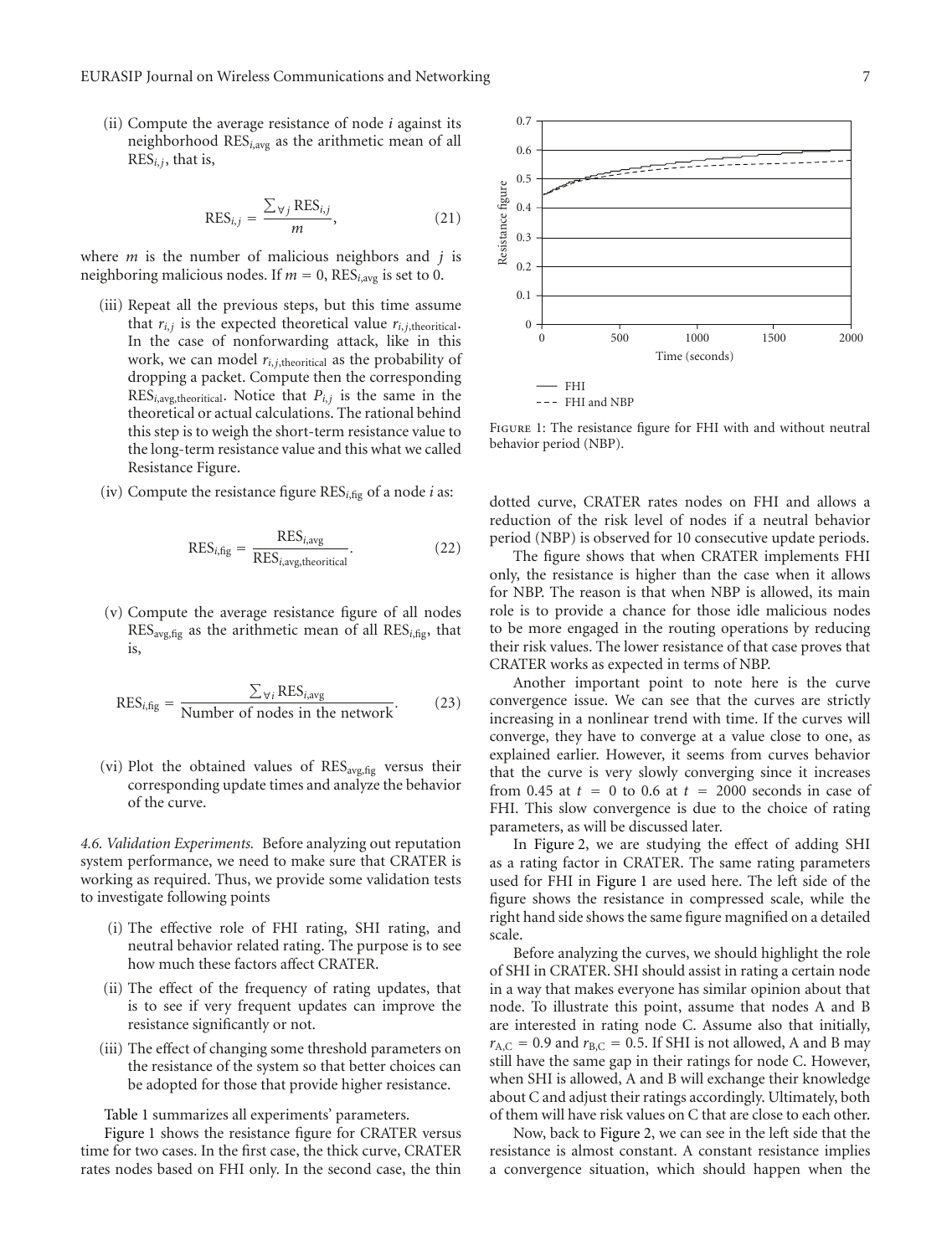(ii) Compute the average resistance of node $i$ against its neighborhood $\text{RES}_{i,\text{avg}}$ as the arithmetic mean of all $\text{RES}_{i,j}$, that is,

$$\text{RES}_{i,j} = \frac{\sum_{\forall j} \text{RES}_{i,j}}{m}, \tag{21}$$

where $m$ is the number of malicious neighbors and $j$ is neighboring malicious nodes. If $m = 0$, $\text{RES}_{i,\text{avg}}$ is set to 0.

(iii) Repeat all the previous steps, but this time assume that $r_{i,j}$ is the expected theoretical value $r_{i,j,\text{theoritical}}$. In the case of nonforwarding attack, like in this work, we can model $r_{i,j,\text{theoritical}}$ as the probability of dropping a packet. Compute then the corresponding $\text{RES}_{i,\text{avg,theoritical}}$. Notice that $P_{i,j}$ is the same in the theoretical or actual calculations. The rational behind this step is to weigh the short-term resistance value to the long-term resistance value and this what we called Resistance Figure.

(iv) Compute the resistance figure $\text{RES}_{i,\text{fig}}$ of a node $i$ as:

$$\text{RES}_{i,\text{fig}} = \frac{\text{RES}_{i,\text{avg}}}{\text{RES}_{i,\text{avg,theoritical}}}. \tag{22}$$

(v) Compute the average resistance figure of all nodes $\text{RES}_{\text{avg,fig}}$ as the arithmetic mean of all $\text{RES}_{i,\text{fig}}$, that is,

$$\text{RES}_{i,\text{fig}} = \frac{\sum_{\forall i} \text{RES}_{i,\text{avg}}}{\text{Number of nodes in the network}}. \tag{23}$$

(vi) Plot the obtained values of $\text{RES}_{\text{avg,fig}}$ versus their corresponding update times and analyze the behavior of the curve.

*4.6. Validation Experiments.* Before analyzing out reputation system performance, we need to make sure that CRATER is working as required. Thus, we provide some validation tests to investigate following points

(i) The effective role of FHI rating, SHI rating, and neutral behavior related rating. The purpose is to see how much these factors affect CRATER.

(ii) The effect of the frequency of rating updates, that is to see if very frequent updates can improve the resistance significantly or not.

(iii) The effect of changing some threshold parameters on the resistance of the system so that better choices can be adopted for those that provide higher resistance.

Table 1 summarizes all experiments' parameters.

Figure 1 shows the resistance figure for CRATER versus time for two cases. In the first case, the thick curve, CRATER rates nodes based on FHI only. In the second case, the thin dotted curve, CRATER rates nodes on FHI and allows a reduction of the risk level of nodes if a neutral behavior period (NBP) is observed for 10 consecutive update periods.

Resistance figure
0.7
0.6
0.5
0.4
0.3
0.2
0.1
0
0
500
1000
1500
2000
Time (seconds)
FHI
FHI and NBP

Figure 1: The resistance figure for FHI with and without neutral behavior period (NBP).

The figure shows that when CRATER implements FHI only, the resistance is higher than the case when it allows for NBP. The reason is that when NBP is allowed, its main role is to provide a chance for those idle malicious nodes to be more engaged in the routing operations by reducing their risk values. The lower resistance of that case proves that CRATER works as expected in terms of NBP.

Another important point to note here is the curve convergence issue. We can see that the curves are strictly increasing in a nonlinear trend with time. If the curves will converge, they have to converge at a value close to one, as explained earlier. However, it seems from curves behavior that the curve is very slowly converging since it increases from 0.45 at $t = 0$ to 0.6 at $t = 2000$ seconds in case of FHI. This slow convergence is due to the choice of rating parameters, as will be discussed later.

In Figure 2, we are studying the effect of adding SHI as a rating factor in CRATER. The same rating parameters used for FHI in Figure 1 are used here. The left side of the figure shows the resistance in compressed scale, while the right hand side shows the same figure magnified on a detailed scale.

Before analyzing the curves, we should highlight the role of SHI in CRATER. SHI should assist in rating a certain node in a way that makes everyone has similar opinion about that node. To illustrate this point, assume that nodes A and B are interested in rating node C. Assume also that initially, $r_{\text{A,C}} = 0.9$ and $r_{\text{B,C}} = 0.5$. If SHI is not allowed, A and B may still have the same gap in their ratings for node C. However, when SHI is allowed, A and B will exchange their knowledge about C and adjust their ratings accordingly. Ultimately, both of them will have risk values on C that are close to each other.

Now, back to Figure 2, we can see in the left side that the resistance is almost constant. A constant resistance implies a convergence situation, which should happen when the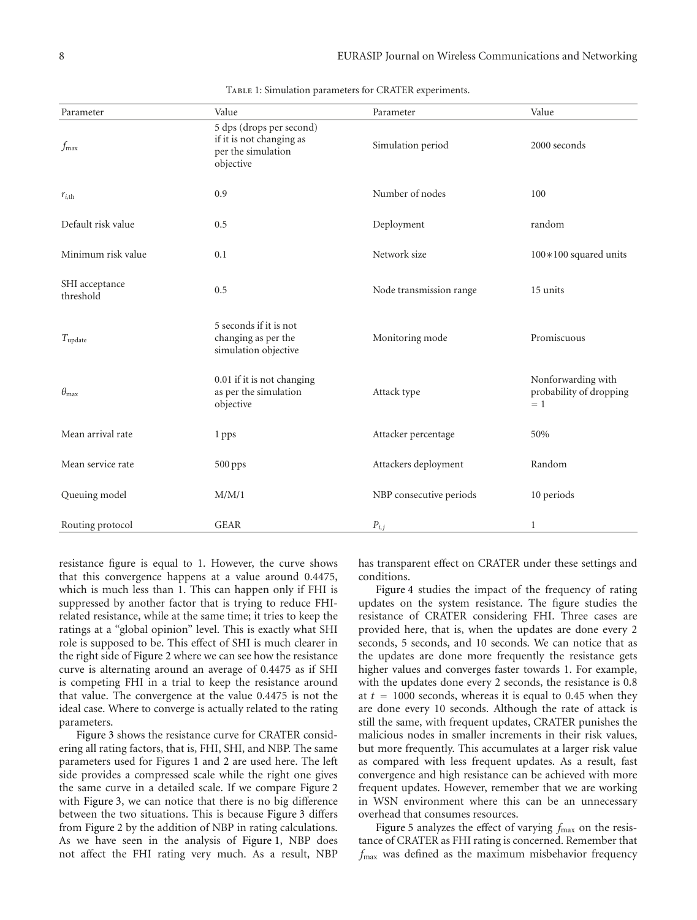Table 1: Simulation parameters for CRATER experiments.

| Parameter | Value | Parameter | Value |
|---|---|---|---|
| $f_{\max}$ | 5 dps (drops per second) if it is not changing as per the simulation objective | Simulation period | 2000 seconds |
| $r_{i,\text{th}}$ | 0.9 | Number of nodes | 100 |
| Default risk value | 0.5 | Deployment | random |
| Minimum risk value | 0.1 | Network size | 100∗100 squared units |
| SHI acceptance threshold | 0.5 | Node transmission range | 15 units |
| $T_{\text{update}}$ | 5 seconds if it is not changing as per the simulation objective | Monitoring mode | Promiscuous |
| $\theta_{\max}$ | 0.01 if it is not changing as per the simulation objective | Attack type | Nonforwarding with probability of dropping = 1 |
| Mean arrival rate | 1 pps | Attacker percentage | 50% |
| Mean service rate | 500 pps | Attackers deployment | Random |
| Queuing model | M/M/1 | NBP consecutive periods | 10 periods |
| Routing protocol | GEAR | $P_{i,j}$ | 1 |

resistance figure is equal to 1. However, the curve shows that this convergence happens at a value around 0.4475, which is much less than 1. This can happen only if FHI is suppressed by another factor that is trying to reduce FHI-related resistance, while at the same time; it tries to keep the ratings at a "global opinion" level. This is exactly what SHI role is supposed to be. This effect of SHI is much clearer in the right side of Figure 2 where we can see how the resistance curve is alternating around an average of 0.4475 as if SHI is competing FHI in a trial to keep the resistance around that value. The convergence at the value 0.4475 is not the ideal case. Where to converge is actually related to the rating parameters.

Figure 3 shows the resistance curve for CRATER considering all rating factors, that is, FHI, SHI, and NBP. The same parameters used for Figures 1 and 2 are used here. The left side provides a compressed scale while the right one gives the same curve in a detailed scale. If we compare Figure 2 with Figure 3, we can notice that there is no big difference between the two situations. This is because Figure 3 differs from Figure 2 by the addition of NBP in rating calculations. As we have seen in the analysis of Figure 1, NBP does not affect the FHI rating very much. As a result, NBP has transparent effect on CRATER under these settings and conditions.

Figure 4 studies the impact of the frequency of rating updates on the system resistance. The figure studies the resistance of CRATER considering FHI. Three cases are provided here, that is, when the updates are done every 2 seconds, 5 seconds, and 10 seconds. We can notice that as the updates are done more frequently the resistance gets higher values and converges faster towards 1. For example, with the updates done every 2 seconds, the resistance is 0.8 at $t = 1000$ seconds, whereas it is equal to 0.45 when they are done every 10 seconds. Although the rate of attack is still the same, with frequent updates, CRATER punishes the malicious nodes in smaller increments in their risk values, but more frequently. This accumulates at a larger risk value as compared with less frequent updates. As a result, fast convergence and high resistance can be achieved with more frequent updates. However, remember that we are working in WSN environment where this can be an unnecessary overhead that consumes resources.

Figure 5 analyzes the effect of varying $f_{\max}$ on the resistance of CRATER as FHI rating is concerned. Remember that $f_{\max}$ was defined as the maximum misbehavior frequency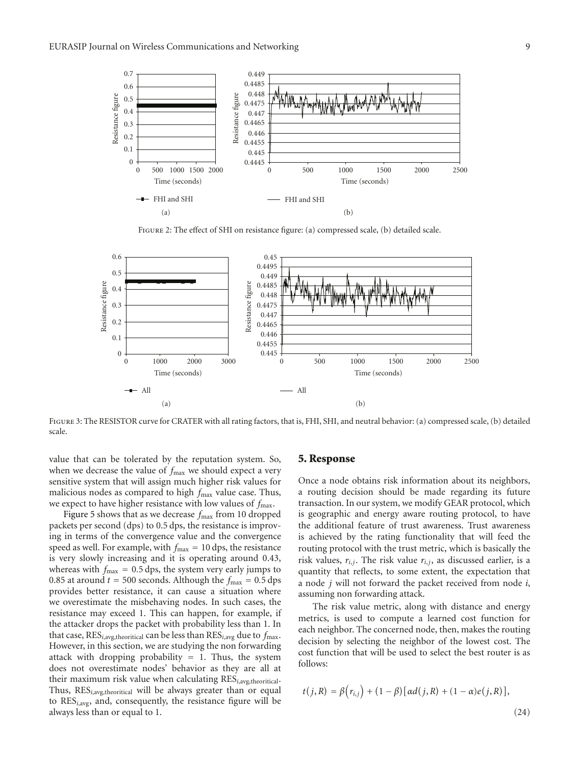0.7
0.6
0.5
0.4
0.3
0.2
0.1
0
Resistance figure
0 500 1000 1500 2000
Time (seconds)
FHI and SHI
(a)

0.449
0.4485
0.448
0.4475
0.447
0.4465
0.446
0.4455
0.445
0.4445
Resistance figure
0 500 1000 1500 2000 2500
Time (seconds)
FHI and SHI
(b)

Figure 2: The effect of SHI on resistance figure: (a) compressed scale, (b) detailed scale.

0.6
0.5
0.4
0.3
0.2
0.1
0
Resistance figure
0 1000 2000 3000
Time (seconds)
All
(a)

0.45
0.4495
0.449
0.4485
0.448
0.4475
0.447
0.4465
0.446
0.4455
0.445
Resistance figure
0 500 1000 1500 2000 2500
Time (seconds)
All
(b)

Figure 3: The RESISTOR curve for CRATER with all rating factors, that is, FHI, SHI, and neutral behavior: (a) compressed scale, (b) detailed scale.

value that can be tolerated by the reputation system. So, when we decrease the value of $f_{\max}$ we should expect a very sensitive system that will assign much higher risk values for malicious nodes as compared to high $f_{\max}$ value case. Thus, we expect to have higher resistance with low values of $f_{\max}$.

Figure 5 shows that as we decrease $f_{\max}$ from 10 dropped packets per second (dps) to 0.5 dps, the resistance is improving in terms of the convergence value and the convergence speed as well. For example, with $f_{\max} = 10$ dps, the resistance is very slowly increasing and it is operating around 0.43, whereas with $f_{\max} = 0.5$ dps, the system very early jumps to 0.85 at around $t = 500$ seconds. Although the $f_{\max} = 0.5$ dps provides better resistance, it can cause a situation where we overestimate the misbehaving nodes. In such cases, the resistance may exceed 1. This can happen, for example, if the attacker drops the packet with probability less than 1. In that case, $\text{RES}_{i,\text{avg,theoritical}}$ can be less than $\text{RES}_{i,\text{avg}}$ due to $f_{\max}$. However, in this section, we are studying the non forwarding attack with dropping probability = 1. Thus, the system does not overestimate nodes' behavior as they are all at their maximum risk value when calculating $\text{RES}_{i,\text{avg,theoritical}}$. Thus, $\text{RES}_{i,\text{avg,theoritical}}$ will be always greater than or equal to $\text{RES}_{i,\text{avg}}$, and, consequently, the resistance figure will be always less than or equal to 1.

## 5. Response

Once a node obtains risk information about its neighbors, a routing decision should be made regarding its future transaction. In our system, we modify GEAR protocol, which is geographic and energy aware routing protocol, to have the additional feature of trust awareness. Trust awareness is achieved by the rating functionality that will feed the routing protocol with the trust metric, which is basically the risk values, $r_{i,j}$. The risk value $r_{i,j}$, as discussed earlier, is a quantity that reflects, to some extent, the expectation that a node $j$ will not forward the packet received from node $i$, assuming non forwarding attack.

The risk value metric, along with distance and energy metrics, is used to compute a learned cost function for each neighbor. The concerned node, then, makes the routing decision by selecting the neighbor of the lowest cost. The cost function that will be used to select the best router is as follows:

$$t(j,R) = \beta\left(r_{i,j}\right) + (1-\beta)\left[\alpha d(j,R) + (1-\alpha)e(j,R)\right], \tag{24}$$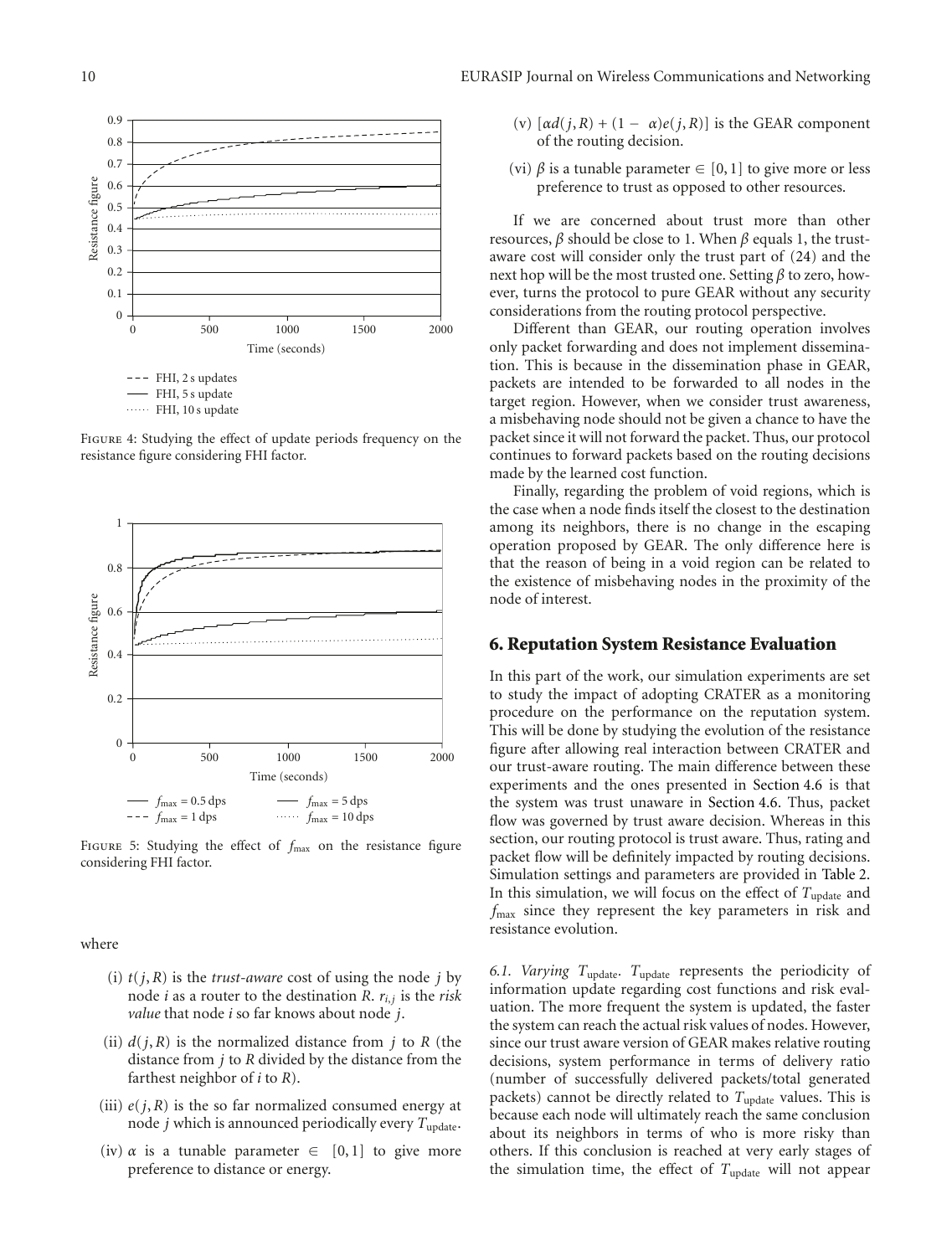0.9
0.8
0.7
0.6
0.5
0.4
0.3
0.2
0.1
0
Resistance figure
0
500
1000
1500
2000
Time (seconds)

FHI, 2 s updates
FHI, 5 s update
FHI, 10 s update

Figure 4: Studying the effect of update periods frequency on the resistance figure considering FHI factor.

1
0.8
0.6
0.4
0.2
0
Resistance figure
0
500
1000
1500
2000
Time (seconds)

$f_{\max} = 0.5$ dps
$f_{\max} = 1$ dps
$f_{\max} = 5$ dps
$f_{\max} = 10$ dps

Figure 5: Studying the effect of $f_{\max}$ on the resistance figure considering FHI factor.

where

(i) $t(j, R)$ is the *trust-aware* cost of using the node $j$ by node $i$ as a router to the destination $R$. $r_{i,j}$ is the *risk value* that node $i$ so far knows about node $j$.

(ii) $d(j, R)$ is the normalized distance from $j$ to $R$ (the distance from $j$ to $R$ divided by the distance from the farthest neighbor of $i$ to $R$).

(iii) $e(j, R)$ is the so far normalized consumed energy at node $j$ which is announced periodically every $T_{\text{update}}$.

(iv) $\alpha$ is a tunable parameter $\in [0, 1]$ to give more preference to distance or energy.

(v) $[\alpha d(j, R) + (1 - \alpha)e(j, R)]$ is the GEAR component of the routing decision.

(vi) $\beta$ is a tunable parameter $\in [0, 1]$ to give more or less preference to trust as opposed to other resources.

If we are concerned about trust more than other resources, $\beta$ should be close to 1. When $\beta$ equals 1, the trust-aware cost will consider only the trust part of (24) and the next hop will be the most trusted one. Setting $\beta$ to zero, however, turns the protocol to pure GEAR without any security considerations from the routing protocol perspective.

Different than GEAR, our routing operation involves only packet forwarding and does not implement dissemination. This is because in the dissemination phase in GEAR, packets are intended to be forwarded to all nodes in the target region. However, when we consider trust awareness, a misbehaving node should not be given a chance to have the packet since it will not forward the packet. Thus, our protocol continues to forward packets based on the routing decisions made by the learned cost function.

Finally, regarding the problem of void regions, which is the case when a node finds itself the closest to the destination among its neighbors, there is no change in the escaping operation proposed by GEAR. The only difference here is that the reason of being in a void region can be related to the existence of misbehaving nodes in the proximity of the node of interest.

## 6. Reputation System Resistance Evaluation

In this part of the work, our simulation experiments are set to study the impact of adopting CRATER as a monitoring procedure on the performance on the reputation system. This will be done by studying the evolution of the resistance figure after allowing real interaction between CRATER and our trust-aware routing. The main difference between these experiments and the ones presented in Section 4.6 is that the system was trust unaware in Section 4.6. Thus, packet flow was governed by trust aware decision. Whereas in this section, our routing protocol is trust aware. Thus, rating and packet flow will be definitely impacted by routing decisions. Simulation settings and parameters are provided in Table 2. In this simulation, we will focus on the effect of $T_{\text{update}}$ and $f_{\max}$ since they represent the key parameters in risk and resistance evolution.

*6.1. Varying $T_{\text{update}}$.* $T_{\text{update}}$ represents the periodicity of information update regarding cost functions and risk evaluation. The more frequent the system is updated, the faster the system can reach the actual risk values of nodes. However, since our trust aware version of GEAR makes relative routing decisions, system performance in terms of delivery ratio (number of successfully delivered packets/total generated packets) cannot be directly related to $T_{\text{update}}$ values. This is because each node will ultimately reach the same conclusion about its neighbors in terms of who is more risky than others. If this conclusion is reached at very early stages of the simulation time, the effect of $T_{\text{update}}$ will not appear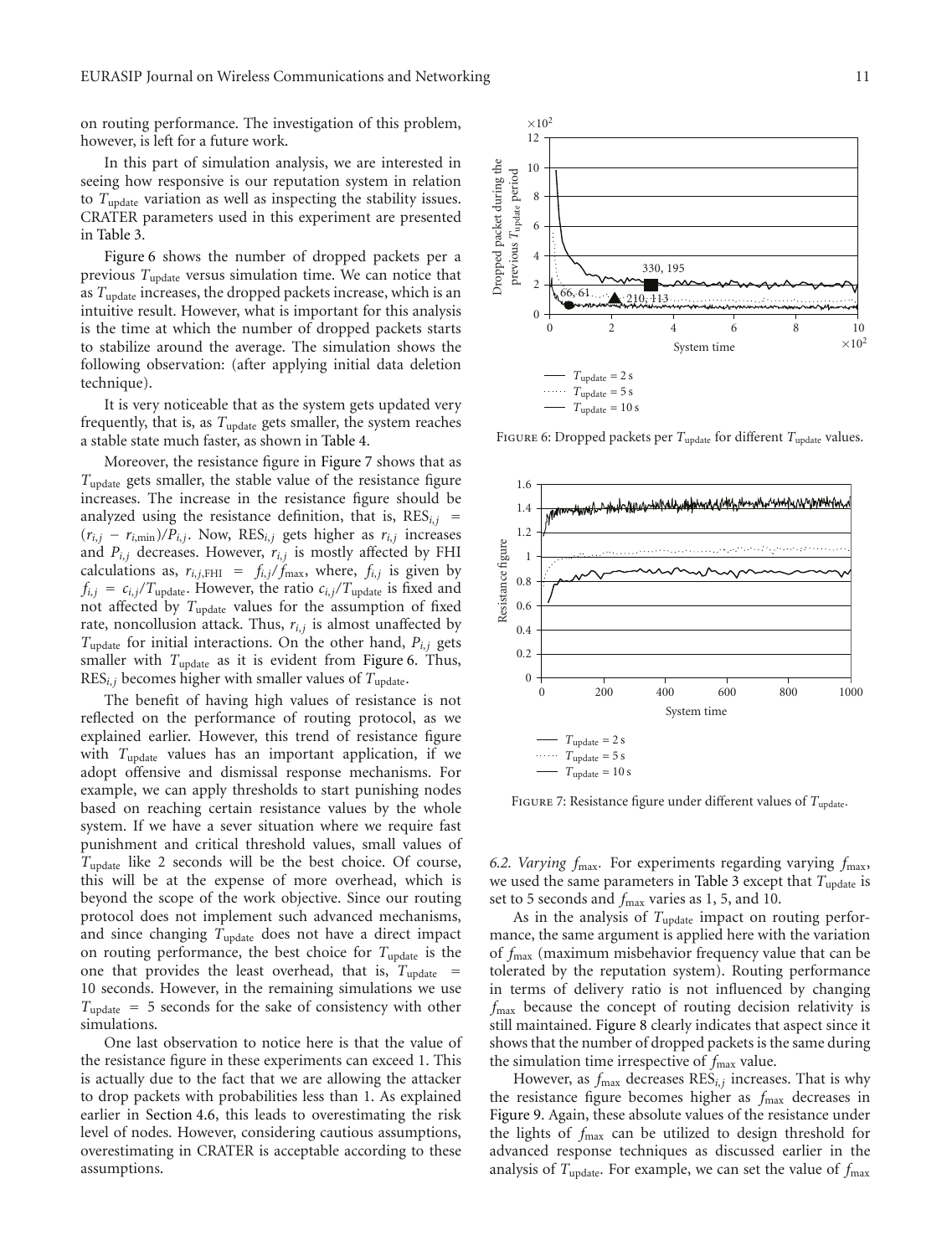on routing performance. The investigation of this problem, however, is left for a future work.

In this part of simulation analysis, we are interested in seeing how responsive is our reputation system in relation to $T_{\text{update}}$ variation as well as inspecting the stability issues. CRATER parameters used in this experiment are presented in Table 3.

Figure 6 shows the number of dropped packets per a previous $T_{\text{update}}$ versus simulation time. We can notice that as $T_{\text{update}}$ increases, the dropped packets increase, which is an intuitive result. However, what is important for this analysis is the time at which the number of dropped packets starts to stabilize around the average. The simulation shows the following observation: (after applying initial data deletion technique).

It is very noticeable that as the system gets updated very frequently, that is, as $T_{\text{update}}$ gets smaller, the system reaches a stable state much faster, as shown in Table 4.

Moreover, the resistance figure in Figure 7 shows that as $T_{\text{update}}$ gets smaller, the stable value of the resistance figure increases. The increase in the resistance figure should be analyzed using the resistance definition, that is, $\text{RES}_{i,j} = (r_{i,j} - r_{i,\min})/P_{i,j}$. Now, $\text{RES}_{i,j}$ gets higher as $r_{i,j}$ increases and $P_{i,j}$ decreases. However, $r_{i,j}$ is mostly affected by FHI calculations as, $r_{i,j,\text{FHI}} = f_{i,j}/f_{\max}$, where, $f_{i,j}$ is given by $f_{i,j} = c_{i,j}/T_{\text{update}}$. However, the ratio $c_{i,j}/T_{\text{update}}$ is fixed and not affected by $T_{\text{update}}$ values for the assumption of fixed rate, noncollusion attack. Thus, $r_{i,j}$ is almost unaffected by $T_{\text{update}}$ for initial interactions. On the other hand, $P_{i,j}$ gets smaller with $T_{\text{update}}$ as it is evident from Figure 6. Thus, $\text{RES}_{i,j}$ becomes higher with smaller values of $T_{\text{update}}$.

The benefit of having high values of resistance is not reflected on the performance of routing protocol, as we explained earlier. However, this trend of resistance figure with $T_{\text{update}}$ values has an important application, if we adopt offensive and dismissal response mechanisms. For example, we can apply thresholds to start punishing nodes based on reaching certain resistance values by the whole system. If we have a sever situation where we require fast punishment and critical threshold values, small values of $T_{\text{update}}$ like 2 seconds will be the best choice. Of course, this will be at the expense of more overhead, which is beyond the scope of the work objective. Since our routing protocol does not implement such advanced mechanisms, and since changing $T_{\text{update}}$ does not have a direct impact on routing performance, the best choice for $T_{\text{update}}$ is the one that provides the least overhead, that is, $T_{\text{update}} = 10$ seconds. However, in the remaining simulations we use $T_{\text{update}} = 5$ seconds for the sake of consistency with other simulations.

One last observation to notice here is that the value of the resistance figure in these experiments can exceed 1. This is actually due to the fact that we are allowing the attacker to drop packets with probabilities less than 1. As explained earlier in Section 4.6, this leads to overestimating the risk level of nodes. However, considering cautious assumptions, overestimating in CRATER is acceptable according to these assumptions.

$\times 10^2$
12
10
8
6
4
2
0
Dropped packet during the previous $T_{\text{update}}$ period
0
2
4
6
8
10
System time
$\times 10^2$
330, 195
66, 61
210, 113
$T_{\text{update}} = 2$ s
$T_{\text{update}} = 5$ s
$T_{\text{update}} = 10$ s

Figure 6: Dropped packets per $T_{\text{update}}$ for different $T_{\text{update}}$ values.

1.6
1.4
1.2
1
0.8
0.6
0.4
0.2
0
Resistance figure
0
200
400
600
800
1000
System time
$T_{\text{update}} = 2$ s
$T_{\text{update}} = 5$ s
$T_{\text{update}} = 10$ s

Figure 7: Resistance figure under different values of $T_{\text{update}}$.

*6.2. Varying $f_{\max}$.* For experiments regarding varying $f_{\max}$, we used the same parameters in Table 3 except that $T_{\text{update}}$ is set to 5 seconds and $f_{\max}$ varies as 1, 5, and 10.

As in the analysis of $T_{\text{update}}$ impact on routing performance, the same argument is applied here with the variation of $f_{\max}$ (maximum misbehavior frequency value that can be tolerated by the reputation system). Routing performance in terms of delivery ratio is not influenced by changing $f_{\max}$ because the concept of routing decision relativity is still maintained. Figure 8 clearly indicates that aspect since it shows that the number of dropped packets is the same during the simulation time irrespective of $f_{\max}$ value.

However, as $f_{\max}$ decreases $\text{RES}_{i,j}$ increases. That is why the resistance figure becomes higher as $f_{\max}$ decreases in Figure 9. Again, these absolute values of the resistance under the lights of $f_{\max}$ can be utilized to design threshold for advanced response techniques as discussed earlier in the analysis of $T_{\text{update}}$. For example, we can set the value of $f_{\max}$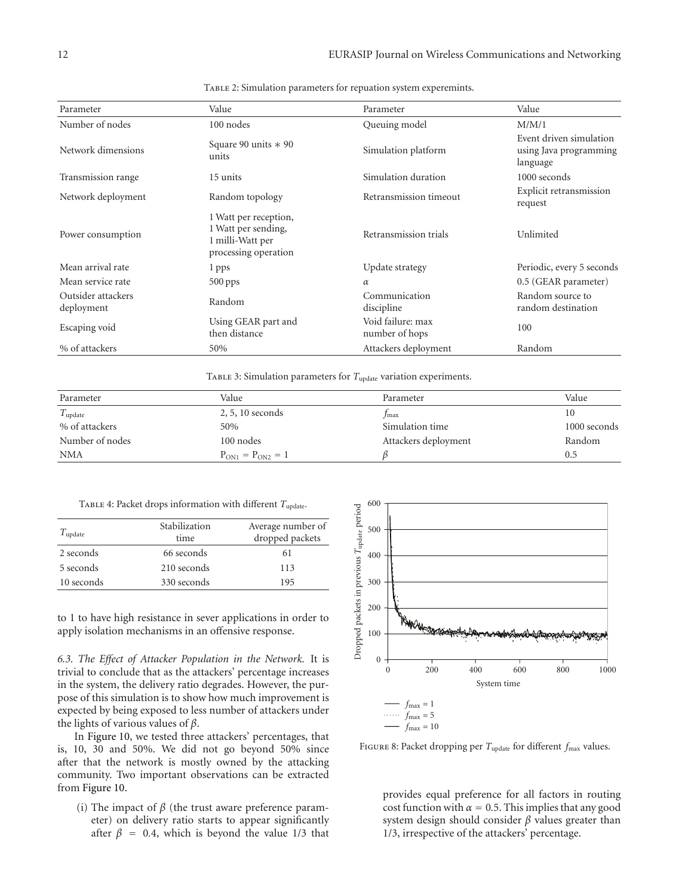Table 2: Simulation parameters for repuation system experemints.

| Parameter | Value | Parameter | Value |
|---|---|---|---|
| Number of nodes | 100 nodes | Queuing model | M/M/1 |
| Network dimensions | Square 90 units * 90 units | Simulation platform | Event driven simulation using Java programming language |
| Transmission range | 15 units | Simulation duration | 1000 seconds |
| Network deployment | Random topology | Retransmission timeout | Explicit retransmission request |
| Power consumption | 1 Watt per reception, 1 Watt per sending, 1 milli-Watt per processing operation | Retransmission trials | Unlimited |
| Mean arrival rate | 1 pps | Update strategy | Periodic, every 5 seconds |
| Mean service rate | 500 pps | $\alpha$ | 0.5 (GEAR parameter) |
| Outsider attackers deployment | Random | Communication discipline | Random source to random destination |
| Escaping void | Using GEAR part and then distance | Void failure: max number of hops | 100 |
| % of attackers | 50% | Attackers deployment | Random |

Table 3: Simulation parameters for $T_{\text{update}}$ variation experiments.

| Parameter | Value | Parameter | Value |
|---|---|---|---|
| $T_{\text{update}}$ | 2, 5, 10 seconds | $f_{\max}$ | 10 |
| % of attackers | 50% | Simulation time | 1000 seconds |
| Number of nodes | 100 nodes | Attackers deployment | Random |
| NMA | $P_{\text{ON1}} = P_{\text{ON2}} = 1$ | $\beta$ | 0.5 |

Table 4: Packet drops information with different $T_{\text{update}}$.

| $T_{\text{update}}$ | Stabilization time | Average number of dropped packets |
|---|---|---|
| 2 seconds | 66 seconds | 61 |
| 5 seconds | 210 seconds | 113 |
| 10 seconds | 330 seconds | 195 |

to 1 to have high resistance in sever applications in order to apply isolation mechanisms in an offensive response.

*6.3. The Effect of Attacker Population in the Network.* It is trivial to conclude that as the attackers' percentage increases in the system, the delivery ratio degrades. However, the purpose of this simulation is to show how much improvement is expected by being exposed to less number of attackers under the lights of various values of $\beta$.

In Figure 10, we tested three attackers' percentages, that is, 10, 30 and 50%. We did not go beyond 50% since after that the network is mostly owned by the attacking community. Two important observations can be extracted from Figure 10.

(i) The impact of $\beta$ (the trust aware preference parameter) on delivery ratio starts to appear significantly after $\beta = 0.4$, which is beyond the value 1/3 that provides equal preference for all factors in routing cost function with $\alpha = 0.5$. This implies that any good system design should consider $\beta$ values greater than 1/3, irrespective of the attackers' percentage.

Dropped packets in previous $T_{\text{update}}$ period

600
500
400
300
200
100
0

0
200
400
600
800
1000

System time

$f_{\max} = 1$
$f_{\max} = 5$
$f_{\max} = 10$

Figure 8: Packet dropping per $T_{\text{update}}$ for different $f_{\max}$ values.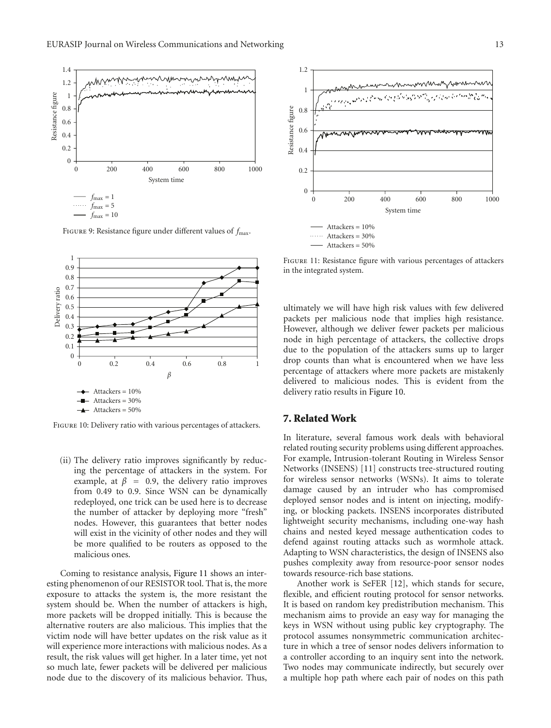1.4
1.2
1
0.8
0.6
0.4
0.2
0
Resistance figure
0 200 400 600 800 1000
System time

$f_{max} = 1$
$f_{max} = 5$
$f_{max} = 10$

Figure 9: Resistance figure under different values of $f_{max}$.

1
0.9
0.8
0.7
0.6
0.5
0.4
0.3
0.2
0.1
0
Delivery ratio
0 0.2 0.4 0.6 0.8 1
$\beta$

Attackers = 10%
Attackers = 30%
Attackers = 50%

Figure 10: Delivery ratio with various percentages of attackers.

(ii) The delivery ratio improves significantly by reducing the percentage of attackers in the system. For example, at $\beta = 0.9$, the delivery ratio improves from 0.49 to 0.9. Since WSN can be dynamically redeployed, one trick can be used here is to decrease the number of attacker by deploying more "fresh" nodes. However, this guarantees that better nodes will exist in the vicinity of other nodes and they will be more qualified to be routers as opposed to the malicious ones.

Coming to resistance analysis, Figure 11 shows an interesting phenomenon of our RESISTOR tool. That is, the more exposure to attacks the system is, the more resistant the system should be. When the number of attackers is high, more packets will be dropped initially. This is because the alternative routers are also malicious. This implies that the victim node will have better updates on the risk value as it will experience more interactions with malicious nodes. As a result, the risk values will get higher. In a later time, yet not so much late, fewer packets will be delivered per malicious node due to the discovery of its malicious behavior. Thus, ultimately we will have high risk values with few delivered packets per malicious node that implies high resistance. However, although we deliver fewer packets per malicious node in high percentage of attackers, the collective drops due to the population of the attackers sums up to larger drop counts than what is encountered when we have less percentage of attackers where more packets are mistakenly delivered to malicious nodes. This is evident from the delivery ratio results in Figure 10.

1.2
1
0.8
0.6
0.4
0.2
0
Resistance figure
0 200 400 600 800 1000
System time

Attackers = 10%
Attackers = 30%
Attackers = 50%

Figure 11: Resistance figure with various percentages of attackers in the integrated system.

## 7. Related Work

In literature, several famous work deals with behavioral related routing security problems using different approaches. For example, Intrusion-tolerant Routing in Wireless Sensor Networks (INSENS) [11] constructs tree-structured routing for wireless sensor networks (WSNs). It aims to tolerate damage caused by an intruder who has compromised deployed sensor nodes and is intent on injecting, modifying, or blocking packets. INSENS incorporates distributed lightweight security mechanisms, including one-way hash chains and nested keyed message authentication codes to defend against routing attacks such as wormhole attack. Adapting to WSN characteristics, the design of INSENS also pushes complexity away from resource-poor sensor nodes towards resource-rich base stations.

Another work is SeFER [12], which stands for secure, flexible, and efficient routing protocol for sensor networks. It is based on random key predistribution mechanism. This mechanism aims to provide an easy way for managing the keys in WSN without using public key cryptography. The protocol assumes nonsymmetric communication architecture in which a tree of sensor nodes delivers information to a controller according to an inquiry sent into the network. Two nodes may communicate indirectly, but securely over a multiple hop path where each pair of nodes on this path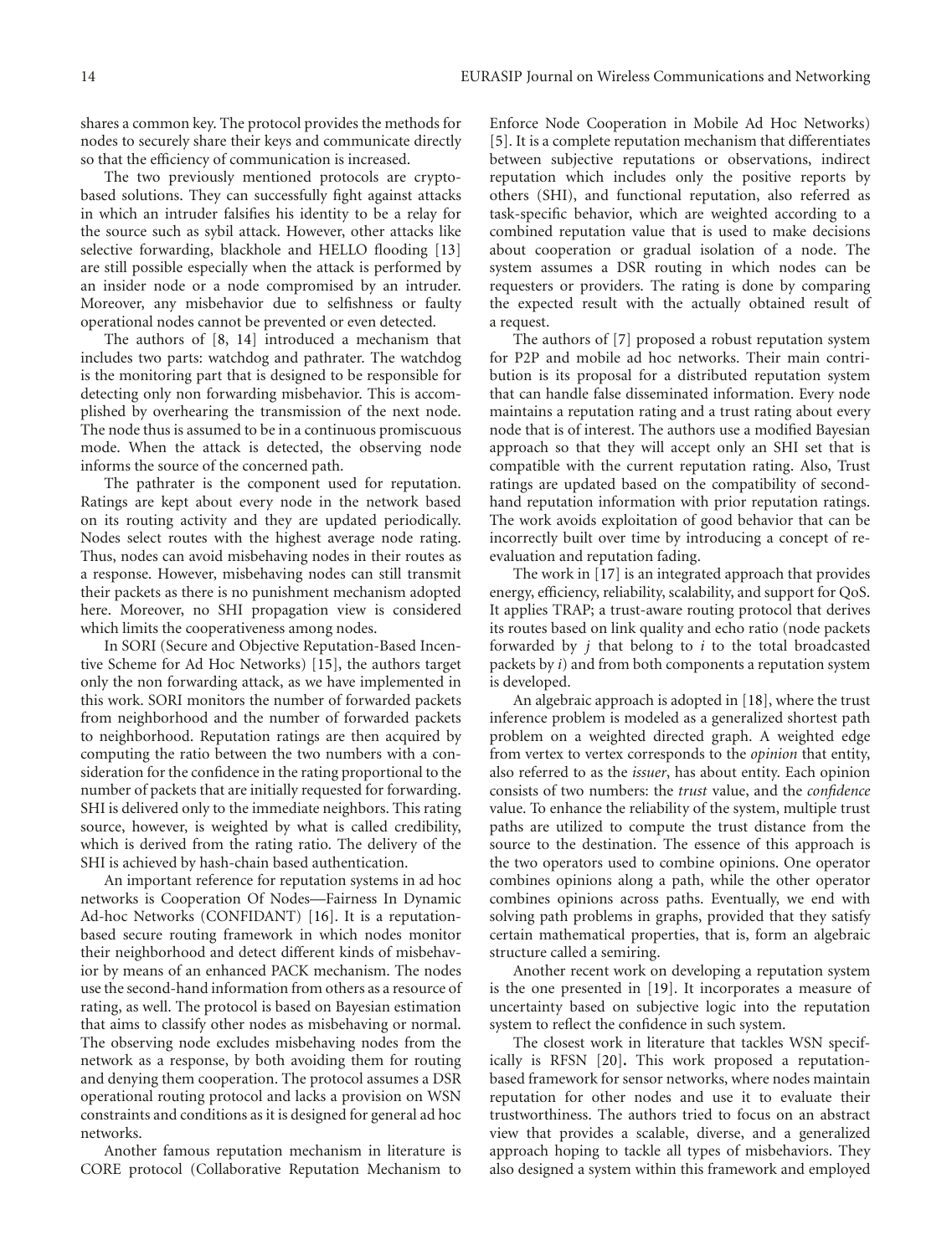shares a common key. The protocol provides the methods for nodes to securely share their keys and communicate directly so that the efficiency of communication is increased.

The two previously mentioned protocols are crypto-based solutions. They can successfully fight against attacks in which an intruder falsifies his identity to be a relay for the source such as sybil attack. However, other attacks like selective forwarding, blackhole and HELLO flooding [13] are still possible especially when the attack is performed by an insider node or a node compromised by an intruder. Moreover, any misbehavior due to selfishness or faulty operational nodes cannot be prevented or even detected.

The authors of [8, 14] introduced a mechanism that includes two parts: watchdog and pathrater. The watchdog is the monitoring part that is designed to be responsible for detecting only non forwarding misbehavior. This is accomplished by overhearing the transmission of the next node. The node thus is assumed to be in a continuous promiscuous mode. When the attack is detected, the observing node informs the source of the concerned path.

The pathrater is the component used for reputation. Ratings are kept about every node in the network based on its routing activity and they are updated periodically. Nodes select routes with the highest average node rating. Thus, nodes can avoid misbehaving nodes in their routes as a response. However, misbehaving nodes can still transmit their packets as there is no punishment mechanism adopted here. Moreover, no SHI propagation view is considered which limits the cooperativeness among nodes.

In SORI (Secure and Objective Reputation-Based Incentive Scheme for Ad Hoc Networks) [15], the authors target only the non forwarding attack, as we have implemented in this work. SORI monitors the number of forwarded packets from neighborhood and the number of forwarded packets to neighborhood. Reputation ratings are then acquired by computing the ratio between the two numbers with a consideration for the confidence in the rating proportional to the number of packets that are initially requested for forwarding. SHI is delivered only to the immediate neighbors. This rating source, however, is weighted by what is called credibility, which is derived from the rating ratio. The delivery of the SHI is achieved by hash-chain based authentication.

An important reference for reputation systems in ad hoc networks is Cooperation Of Nodes—Fairness In Dynamic Ad-hoc Networks (CONFIDANT) [16]. It is a reputation-based secure routing framework in which nodes monitor their neighborhood and detect different kinds of misbehavior by means of an enhanced PACK mechanism. The nodes use the second-hand information from others as a resource of rating, as well. The protocol is based on Bayesian estimation that aims to classify other nodes as misbehaving or normal. The observing node excludes misbehaving nodes from the network as a response, by both avoiding them for routing and denying them cooperation. The protocol assumes a DSR operational routing protocol and lacks a provision on WSN constraints and conditions as it is designed for general ad hoc networks.

Another famous reputation mechanism in literature is CORE protocol (Collaborative Reputation Mechanism to Enforce Node Cooperation in Mobile Ad Hoc Networks) [5]. It is a complete reputation mechanism that differentiates between subjective reputations or observations, indirect reputation which includes only the positive reports by others (SHI), and functional reputation, also referred as task-specific behavior, which are weighted according to a combined reputation value that is used to make decisions about cooperation or gradual isolation of a node. The system assumes a DSR routing in which nodes can be requesters or providers. The rating is done by comparing the expected result with the actually obtained result of a request.

The authors of [7] proposed a robust reputation system for P2P and mobile ad hoc networks. Their main contribution is its proposal for a distributed reputation system that can handle false disseminated information. Every node maintains a reputation rating and a trust rating about every node that is of interest. The authors use a modified Bayesian approach so that they will accept only an SHI set that is compatible with the current reputation rating. Also, Trust ratings are updated based on the compatibility of second-hand reputation information with prior reputation ratings. The work avoids exploitation of good behavior that can be incorrectly built over time by introducing a concept of re-evaluation and reputation fading.

The work in [17] is an integrated approach that provides energy, efficiency, reliability, scalability, and support for QoS. It applies TRAP; a trust-aware routing protocol that derives its routes based on link quality and echo ratio (node packets forwarded by $j$ that belong to $i$ to the total broadcasted packets by $i$) and from both components a reputation system is developed.

An algebraic approach is adopted in [18], where the trust inference problem is modeled as a generalized shortest path problem on a weighted directed graph. A weighted edge from vertex to vertex corresponds to the *opinion* that entity, also referred to as the *issuer*, has about entity. Each opinion consists of two numbers: the *trust* value, and the *confidence* value. To enhance the reliability of the system, multiple trust paths are utilized to compute the trust distance from the source to the destination. The essence of this approach is the two operators used to combine opinions. One operator combines opinions along a path, while the other operator combines opinions across paths. Eventually, we end with solving path problems in graphs, provided that they satisfy certain mathematical properties, that is, form an algebraic structure called a semiring.

Another recent work on developing a reputation system is the one presented in [19]. It incorporates a measure of uncertainty based on subjective logic into the reputation system to reflect the confidence in such system.

The closest work in literature that tackles WSN specifically is RFSN [20]. This work proposed a reputation-based framework for sensor networks, where nodes maintain reputation for other nodes and use it to evaluate their trustworthiness. The authors tried to focus on an abstract view that provides a scalable, diverse, and a generalized approach hoping to tackle all types of misbehaviors. They also designed a system within this framework and employed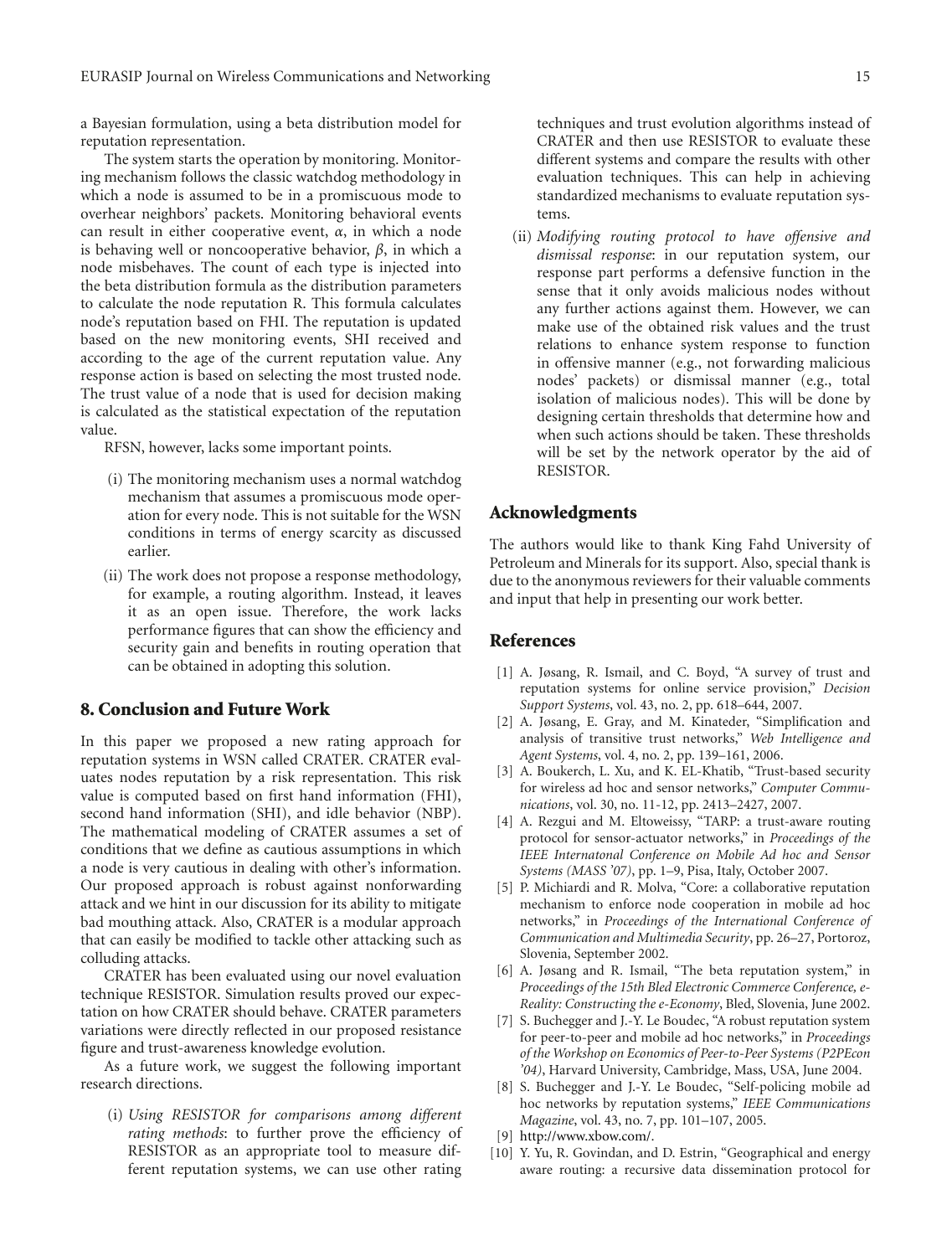a Bayesian formulation, using a beta distribution model for reputation representation.

The system starts the operation by monitoring. Monitoring mechanism follows the classic watchdog methodology in which a node is assumed to be in a promiscuous mode to overhear neighbors' packets. Monitoring behavioral events can result in either cooperative event, $\alpha$, in which a node is behaving well or noncooperative behavior, $\beta$, in which a node misbehaves. The count of each type is injected into the beta distribution formula as the distribution parameters to calculate the node reputation R. This formula calculates node's reputation based on FHI. The reputation is updated based on the new monitoring events, SHI received and according to the age of the current reputation value. Any response action is based on selecting the most trusted node. The trust value of a node that is used for decision making is calculated as the statistical expectation of the reputation value.

RFSN, however, lacks some important points.

(i) The monitoring mechanism uses a normal watchdog mechanism that assumes a promiscuous mode operation for every node. This is not suitable for the WSN conditions in terms of energy scarcity as discussed earlier.

(ii) The work does not propose a response methodology, for example, a routing algorithm. Instead, it leaves it as an open issue. Therefore, the work lacks performance figures that can show the efficiency and security gain and benefits in routing operation that can be obtained in adopting this solution.

## 8. Conclusion and Future Work

In this paper we proposed a new rating approach for reputation systems in WSN called CRATER. CRATER evaluates nodes reputation by a risk representation. This risk value is computed based on first hand information (FHI), second hand information (SHI), and idle behavior (NBP). The mathematical modeling of CRATER assumes a set of conditions that we define as cautious assumptions in which a node is very cautious in dealing with other's information. Our proposed approach is robust against nonforwarding attack and we hint in our discussion for its ability to mitigate bad mouthing attack. Also, CRATER is a modular approach that can easily be modified to tackle other attacking such as colluding attacks.

CRATER has been evaluated using our novel evaluation technique RESISTOR. Simulation results proved our expectation on how CRATER should behave. CRATER parameters variations were directly reflected in our proposed resistance figure and trust-awareness knowledge evolution.

As a future work, we suggest the following important research directions.

(i) *Using RESISTOR for comparisons among different rating methods*: to further prove the efficiency of RESISTOR as an appropriate tool to measure different reputation systems, we can use other rating techniques and trust evolution algorithms instead of CRATER and then use RESISTOR to evaluate these different systems and compare the results with other evaluation techniques. This can help in achieving standardized mechanisms to evaluate reputation systems.

(ii) *Modifying routing protocol to have offensive and dismissal response*: in our reputation system, our response part performs a defensive function in the sense that it only avoids malicious nodes without any further actions against them. However, we can make use of the obtained risk values and the trust relations to enhance system response to function in offensive manner (e.g., not forwarding malicious nodes' packets) or dismissal manner (e.g., total isolation of malicious nodes). This will be done by designing certain thresholds that determine how and when such actions should be taken. These thresholds will be set by the network operator by the aid of RESISTOR.

## Acknowledgments

The authors would like to thank King Fahd University of Petroleum and Minerals for its support. Also, special thank is due to the anonymous reviewers for their valuable comments and input that help in presenting our work better.

## References

[1] A. Jøsang, R. Ismail, and C. Boyd, "A survey of trust and reputation systems for online service provision," *Decision Support Systems*, vol. 43, no. 2, pp. 618–644, 2007.

[2] A. Jøsang, E. Gray, and M. Kinateder, "Simplification and analysis of transitive trust networks," *Web Intelligence and Agent Systems*, vol. 4, no. 2, pp. 139–161, 2006.

[3] A. Boukerch, L. Xu, and K. EL-Khatib, "Trust-based security for wireless ad hoc and sensor networks," *Computer Communications*, vol. 30, no. 11-12, pp. 2413–2427, 2007.

[4] A. Rezgui and M. Eltoweissy, "TARP: a trust-aware routing protocol for sensor-actuator networks," in *Proceedings of the IEEE Internatonal Conference on Mobile Ad hoc and Sensor Systems (MASS '07)*, pp. 1–9, Pisa, Italy, October 2007.

[5] P. Michiardi and R. Molva, "Core: a collaborative reputation mechanism to enforce node cooperation in mobile ad hoc networks," in *Proceedings of the International Conference of Communication and Multimedia Security*, pp. 26–27, Portoroz, Slovenia, September 2002.

[6] A. Jøsang and R. Ismail, "The beta reputation system," in *Proceedings of the 15th Bled Electronic Commerce Conference, e-Reality: Constructing the e-Economy*, Bled, Slovenia, June 2002.

[7] S. Buchegger and J.-Y. Le Boudec, "A robust reputation system for peer-to-peer and mobile ad hoc networks," in *Proceedings of the Workshop on Economics of Peer-to-Peer Systems (P2PEcon '04)*, Harvard University, Cambridge, Mass, USA, June 2004.

[8] S. Buchegger and J.-Y. Le Boudec, "Self-policing mobile ad hoc networks by reputation systems," *IEEE Communications Magazine*, vol. 43, no. 7, pp. 101–107, 2005.

[9] http://www.xbow.com/.

[10] Y. Yu, R. Govindan, and D. Estrin, "Geographical and energy aware routing: a recursive data dissemination protocol for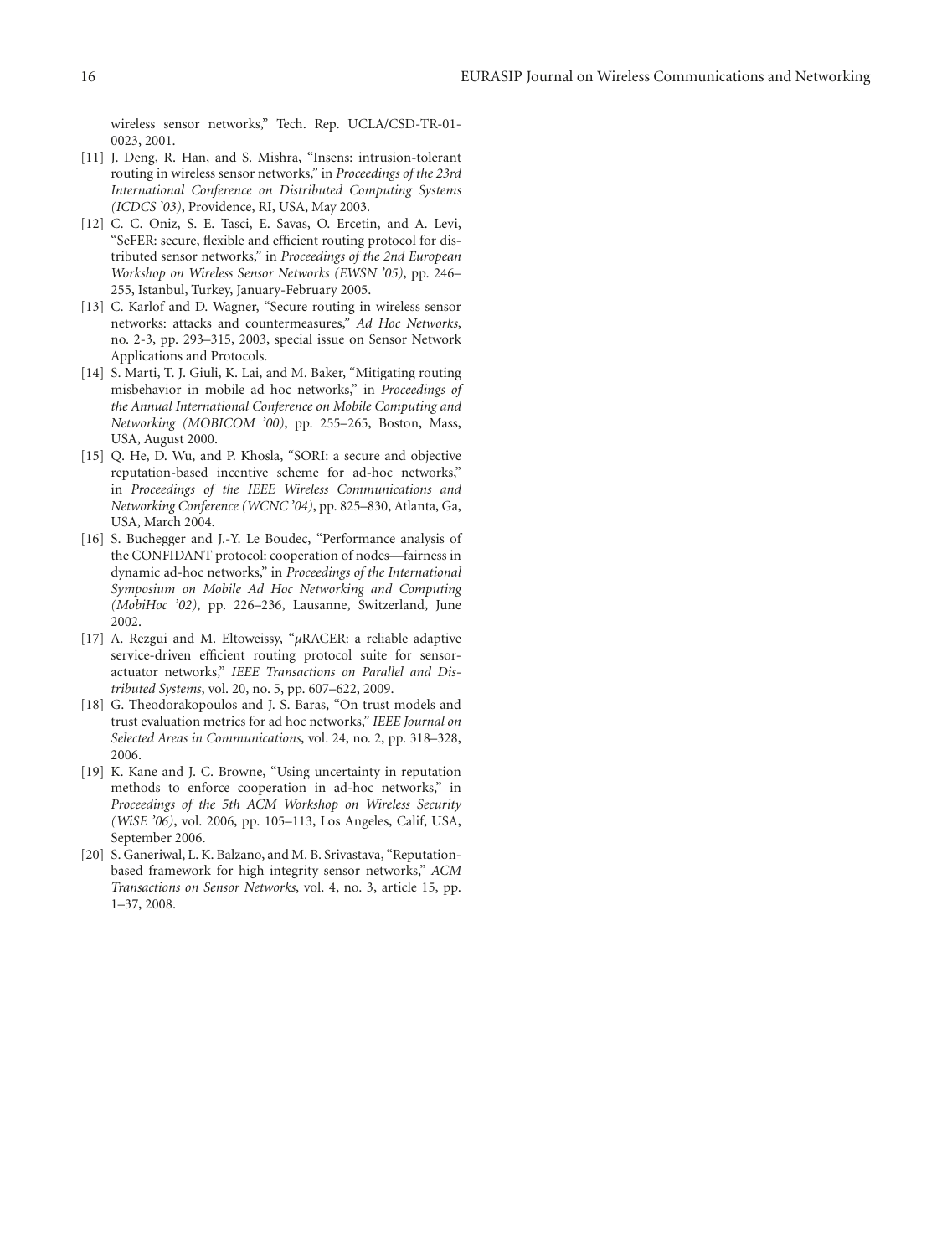wireless sensor networks," Tech. Rep. UCLA/CSD-TR-01-0023, 2001.

[11] J. Deng, R. Han, and S. Mishra, "Insens: intrusion-tolerant routing in wireless sensor networks," in *Proceedings of the 23rd International Conference on Distributed Computing Systems (ICDCS '03)*, Providence, RI, USA, May 2003.

[12] C. C. Oniz, S. E. Tasci, E. Savas, O. Ercetin, and A. Levi, "SeFER: secure, flexible and efficient routing protocol for distributed sensor networks," in *Proceedings of the 2nd European Workshop on Wireless Sensor Networks (EWSN '05)*, pp. 246–255, Istanbul, Turkey, January-February 2005.

[13] C. Karlof and D. Wagner, "Secure routing in wireless sensor networks: attacks and countermeasures," *Ad Hoc Networks*, no. 2-3, pp. 293–315, 2003, special issue on Sensor Network Applications and Protocols.

[14] S. Marti, T. J. Giuli, K. Lai, and M. Baker, "Mitigating routing misbehavior in mobile ad hoc networks," in *Proceedings of the Annual International Conference on Mobile Computing and Networking (MOBICOM '00)*, pp. 255–265, Boston, Mass, USA, August 2000.

[15] Q. He, D. Wu, and P. Khosla, "SORI: a secure and objective reputation-based incentive scheme for ad-hoc networks," in *Proceedings of the IEEE Wireless Communications and Networking Conference (WCNC '04)*, pp. 825–830, Atlanta, Ga, USA, March 2004.

[16] S. Buchegger and J.-Y. Le Boudec, "Performance analysis of the CONFIDANT protocol: cooperation of nodes—fairness in dynamic ad-hoc networks," in *Proceedings of the International Symposium on Mobile Ad Hoc Networking and Computing (MobiHoc '02)*, pp. 226–236, Lausanne, Switzerland, June 2002.

[17] A. Rezgui and M. Eltoweissy, "$\mu$RACER: a reliable adaptive service-driven efficient routing protocol suite for sensor-actuator networks," *IEEE Transactions on Parallel and Distributed Systems*, vol. 20, no. 5, pp. 607–622, 2009.

[18] G. Theodorakopoulos and J. S. Baras, "On trust models and trust evaluation metrics for ad hoc networks," *IEEE Journal on Selected Areas in Communications*, vol. 24, no. 2, pp. 318–328, 2006.

[19] K. Kane and J. C. Browne, "Using uncertainty in reputation methods to enforce cooperation in ad-hoc networks," in *Proceedings of the 5th ACM Workshop on Wireless Security (WiSE '06)*, vol. 2006, pp. 105–113, Los Angeles, Calif, USA, September 2006.

[20] S. Ganeriwal, L. K. Balzano, and M. B. Srivastava, "Reputation-based framework for high integrity sensor networks," *ACM Transactions on Sensor Networks*, vol. 4, no. 3, article 15, pp. 1–37, 2008.